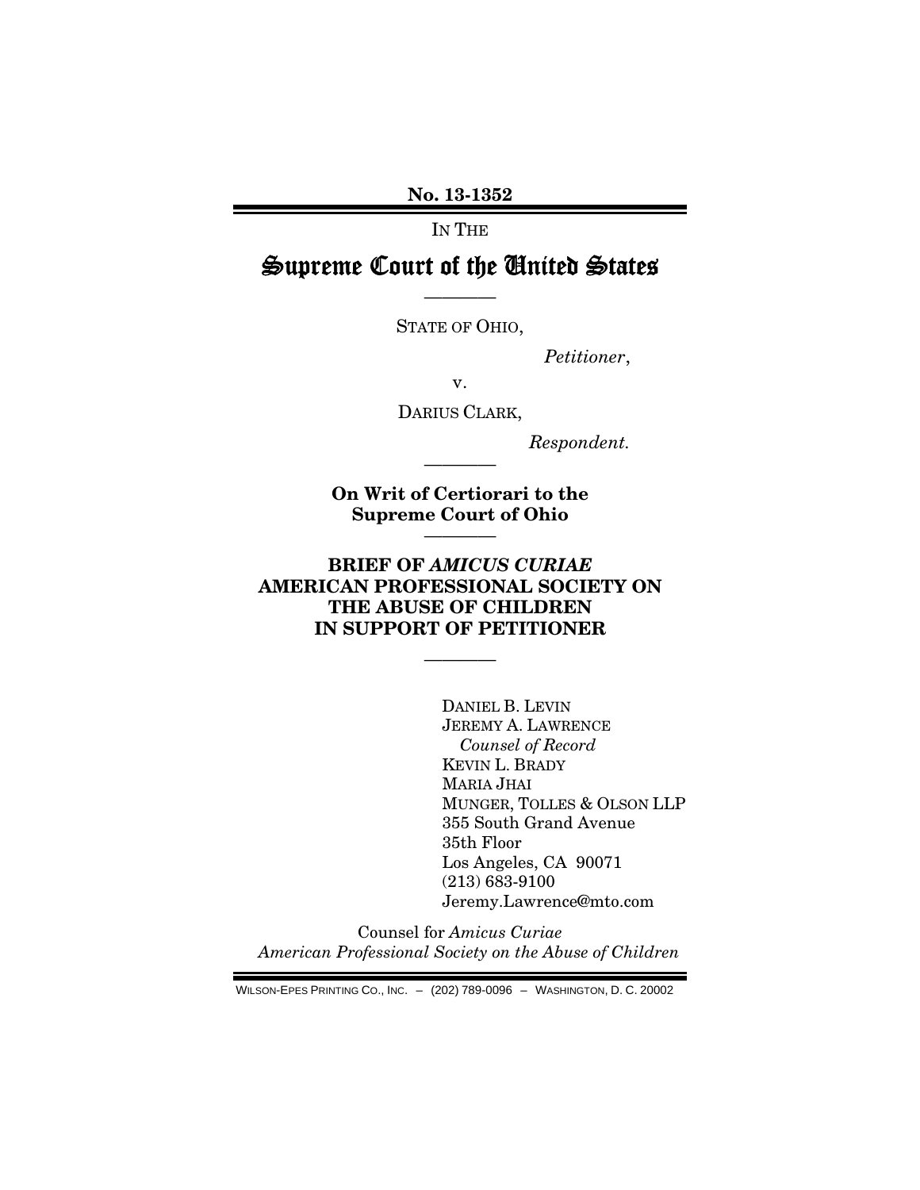No. 13-1352

IN THE

# Supreme Court of the United States

---

STATE OF OHIO,

*Petitioner*,

v.

DARIUS CLARK,

*Respondent.*

---

**On Writ of Certiorari to the Supreme Court of Ohio**

---

**BRIEF OF *AMICUS CURIAE* AMERICAN PROFESSIONAL SOCIETY ON THE ABUSE OF CHILDREN IN SUPPORT OF PETITIONER**

---

DANIEL B. LEVIN
JEREMY A. LAWRENCE
*Counsel of Record*
KEVIN L. BRADY
MARIA JHAI
MUNGER, TOLLES & OLSON LLP
355 South Grand Avenue
35th Floor
Los Angeles, CA 90071
(213) 683-9100
Jeremy.Lawrence@mto.com

Counsel for *Amicus Curiae*
*American Professional Society on the Abuse of Children*

WILSON-EPES PRINTING CO., INC. – (202) 789-0096 – WASHINGTON, D. C. 20002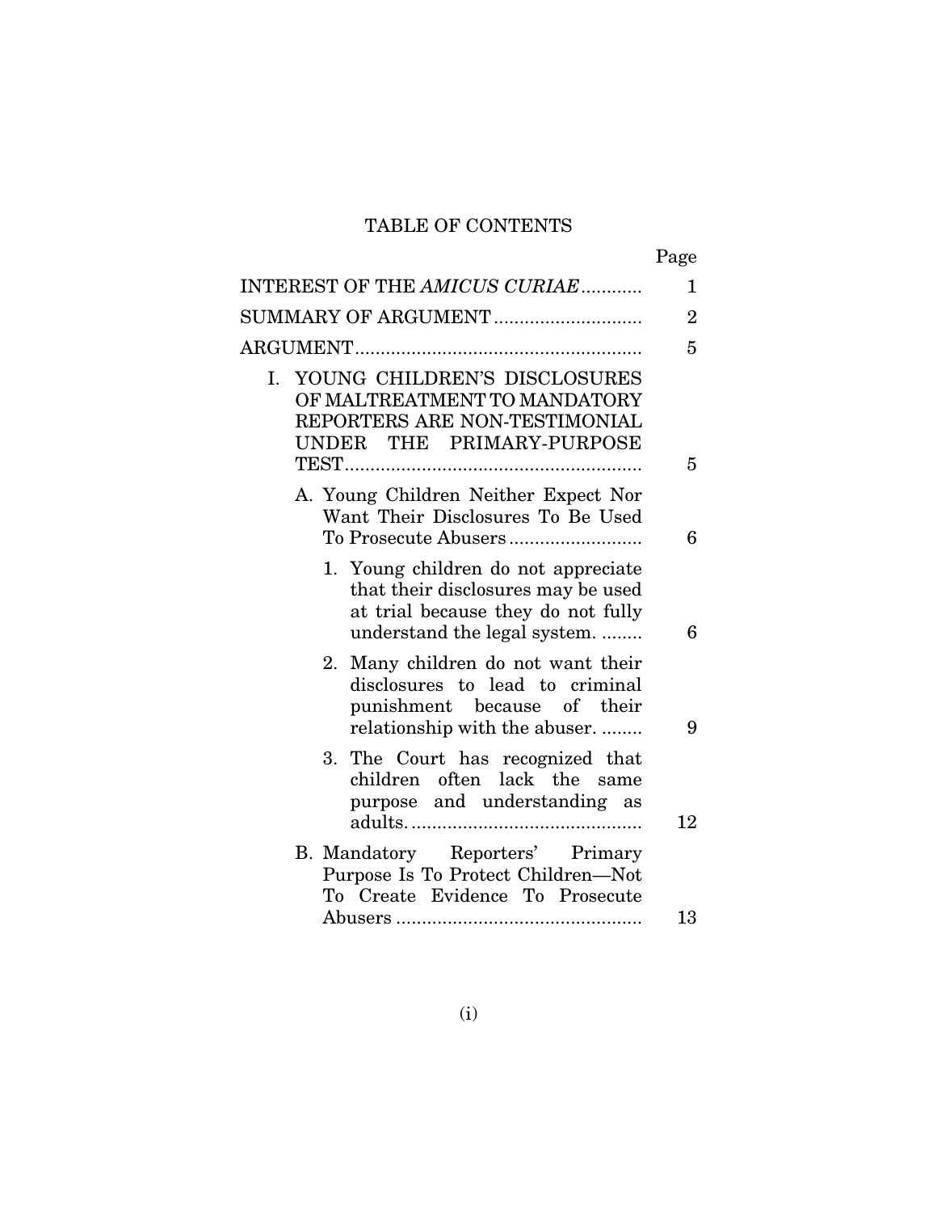# TABLE OF CONTENTS

| | Page |
|---|---|
| INTEREST OF THE *AMICUS CURIAE* | 1 |
| SUMMARY OF ARGUMENT | 2 |
| ARGUMENT | 5 |
| I. YOUNG CHILDREN'S DISCLOSURES OF MALTREATMENT TO MANDATORY REPORTERS ARE NON-TESTIMONIAL UNDER THE PRIMARY-PURPOSE TEST | 5 |
| A. Young Children Neither Expect Nor Want Their Disclosures To Be Used To Prosecute Abusers | 6 |
| 1. Young children do not appreciate that their disclosures may be used at trial because they do not fully understand the legal system. | 6 |
| 2. Many children do not want their disclosures to lead to criminal punishment because of their relationship with the abuser. | 9 |
| 3. The Court has recognized that children often lack the same purpose and understanding as adults. | 12 |
| B. Mandatory Reporters' Primary Purpose Is To Protect Children—Not To Create Evidence To Prosecute Abusers | 13 |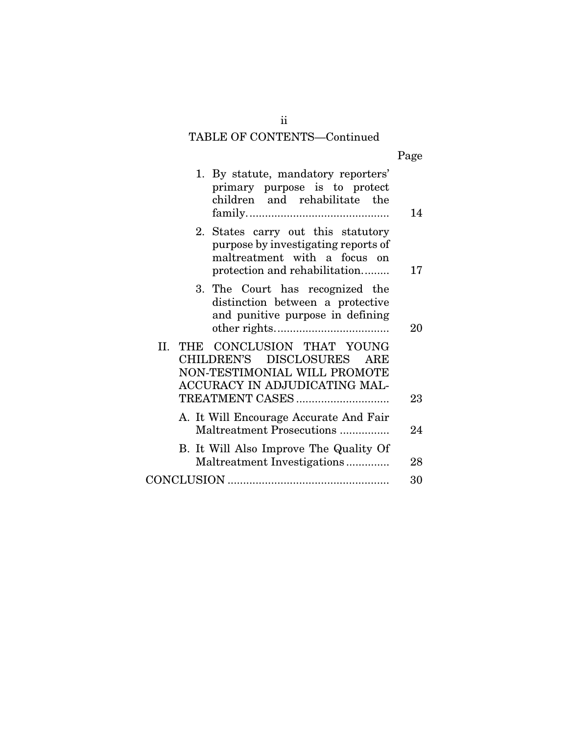## TABLE OF CONTENTS—Continued

| | Page |
|---|---|
| 1. By statute, mandatory reporters' primary purpose is to protect children and rehabilitate the family. | 14 |
| 2. States carry out this statutory purpose by investigating reports of maltreatment with a focus on protection and rehabilitation. | 17 |
| 3. The Court has recognized the distinction between a protective and punitive purpose in defining other rights. | 20 |
| II. THE CONCLUSION THAT YOUNG CHILDREN'S DISCLOSURES ARE NON-TESTIMONIAL WILL PROMOTE ACCURACY IN ADJUDICATING MALTREATMENT CASES | 23 |
| A. It Will Encourage Accurate And Fair Maltreatment Prosecutions | 24 |
| B. It Will Also Improve The Quality Of Maltreatment Investigations | 28 |
| CONCLUSION | 30 |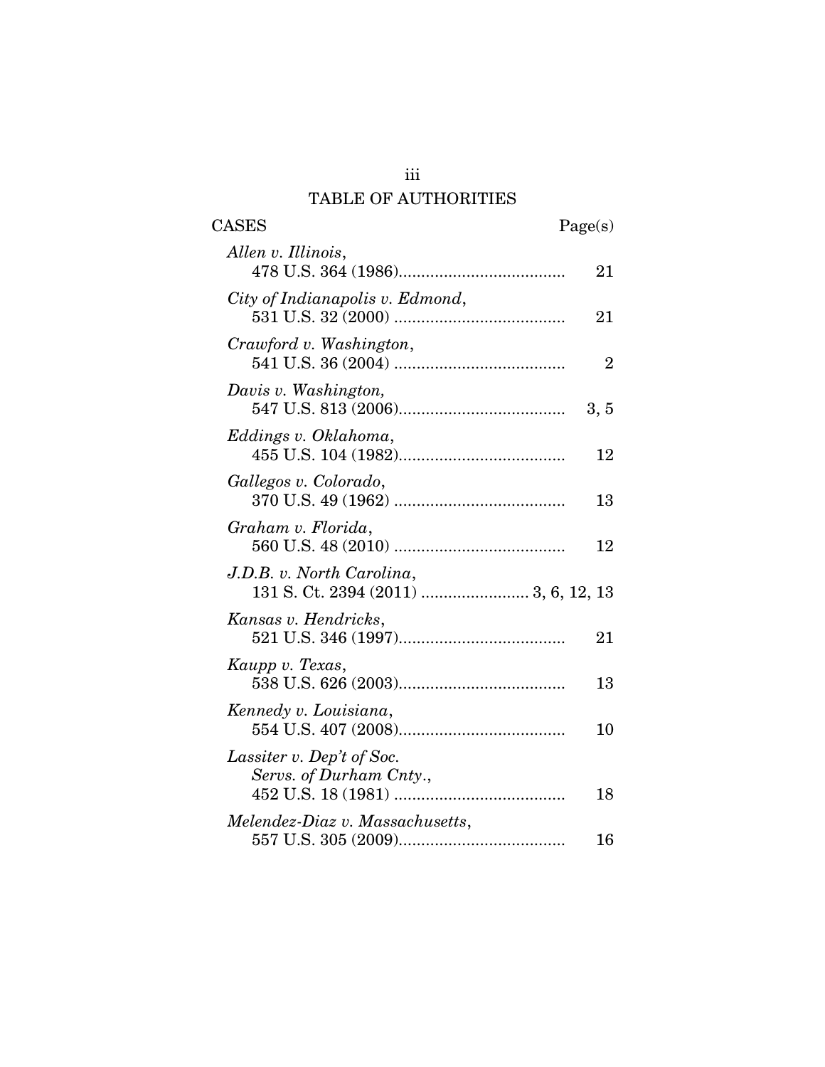# TABLE OF AUTHORITIES

| CASES | Page(s) |
|---|---|
| *Allen v. Illinois*, 478 U.S. 364 (1986) | 21 |
| *City of Indianapolis v. Edmond*, 531 U.S. 32 (2000) | 21 |
| *Crawford v. Washington*, 541 U.S. 36 (2004) | 2 |
| *Davis v. Washington,* 547 U.S. 813 (2006) | 3, 5 |
| *Eddings v. Oklahoma*, 455 U.S. 104 (1982) | 12 |
| *Gallegos v. Colorado*, 370 U.S. 49 (1962) | 13 |
| *Graham v. Florida*, 560 U.S. 48 (2010) | 12 |
| *J.D.B. v. North Carolina*, 131 S. Ct. 2394 (2011) | 3, 6, 12, 13 |
| *Kansas v. Hendricks*, 521 U.S. 346 (1997) | 21 |
| *Kaupp v. Texas*, 538 U.S. 626 (2003) | 13 |
| *Kennedy v. Louisiana*, 554 U.S. 407 (2008) | 10 |
| *Lassiter v. Dep't of Soc. Servs. of Durham Cnty.*, 452 U.S. 18 (1981) | 18 |
| *Melendez-Diaz v. Massachusetts*, 557 U.S. 305 (2009) | 16 |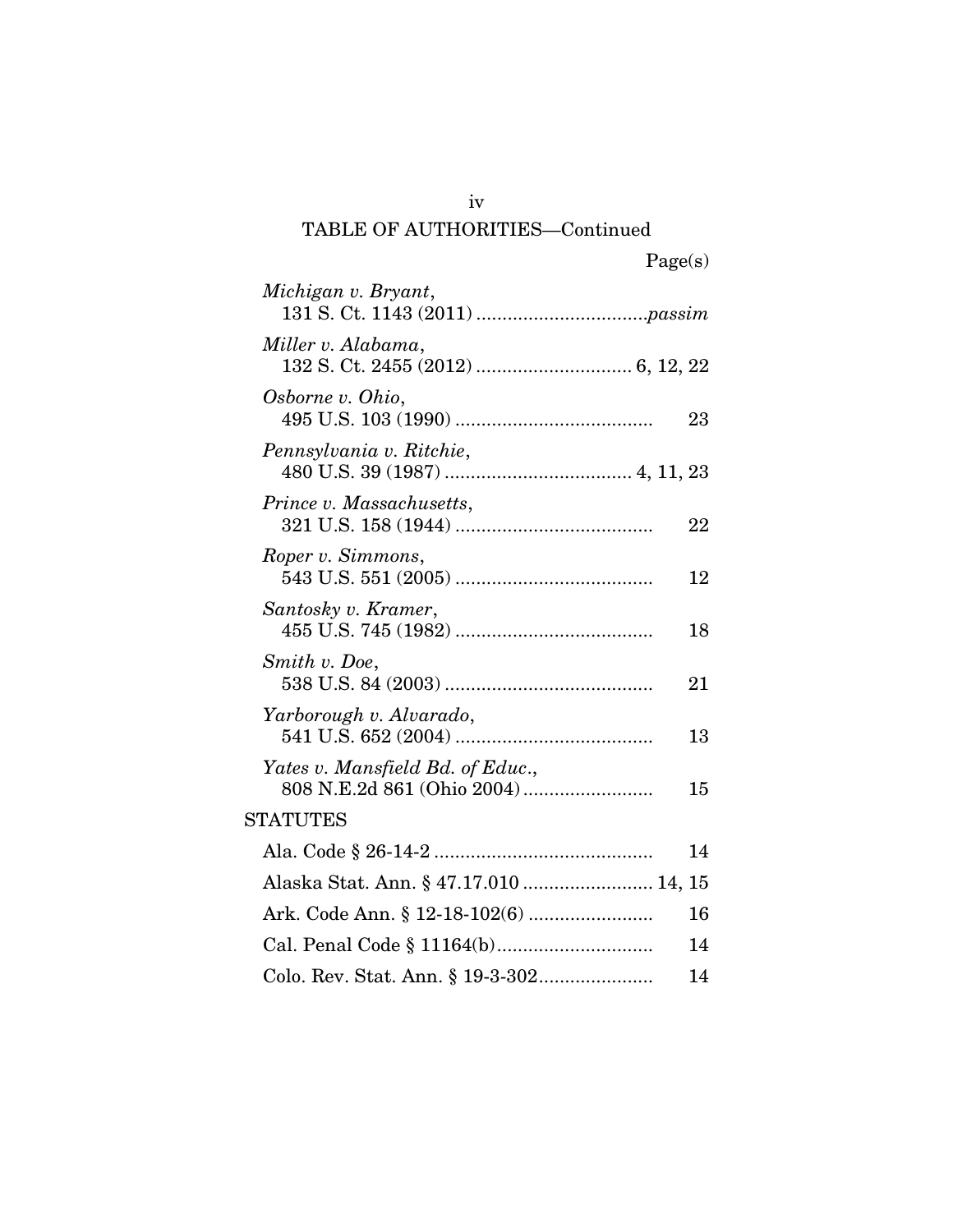TABLE OF AUTHORITIES—Continued

| | Page(s) |
|---|---|
| *Michigan v. Bryant*, 131 S. Ct. 1143 (2011) | *passim* |
| *Miller v. Alabama*, 132 S. Ct. 2455 (2012) | 6, 12, 22 |
| *Osborne v. Ohio*, 495 U.S. 103 (1990) | 23 |
| *Pennsylvania v. Ritchie*, 480 U.S. 39 (1987) | 4, 11, 23 |
| *Prince v. Massachusetts*, 321 U.S. 158 (1944) | 22 |
| *Roper v. Simmons*, 543 U.S. 551 (2005) | 12 |
| *Santosky v. Kramer*, 455 U.S. 745 (1982) | 18 |
| *Smith v. Doe*, 538 U.S. 84 (2003) | 21 |
| *Yarborough v. Alvarado*, 541 U.S. 652 (2004) | 13 |
| *Yates v. Mansfield Bd. of Educ.*, 808 N.E.2d 861 (Ohio 2004) | 15 |

STATUTES

| | |
|---|---|
| Ala. Code § 26-14-2 | 14 |
| Alaska Stat. Ann. § 47.17.010 | 14, 15 |
| Ark. Code Ann. § 12-18-102(6) | 16 |
| Cal. Penal Code § 11164(b) | 14 |
| Colo. Rev. Stat. Ann. § 19-3-302 | 14 |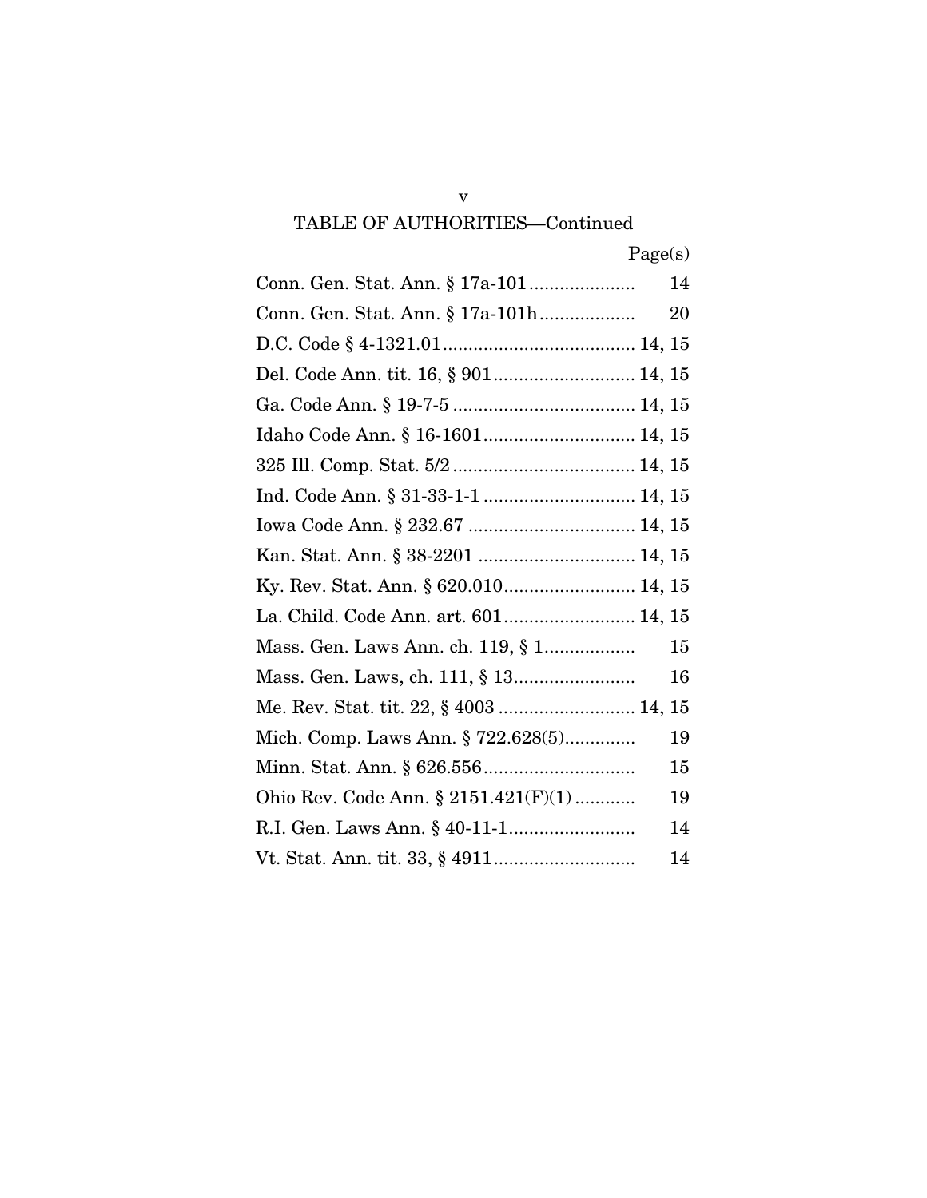TABLE OF AUTHORITIES—Continued

| | Page(s) |
|---|---|
| Conn. Gen. Stat. Ann. § 17a-101 | 14 |
| Conn. Gen. Stat. Ann. § 17a-101h | 20 |
| D.C. Code § 4-1321.01 | 14, 15 |
| Del. Code Ann. tit. 16, § 901 | 14, 15 |
| Ga. Code Ann. § 19-7-5 | 14, 15 |
| Idaho Code Ann. § 16-1601 | 14, 15 |
| 325 Ill. Comp. Stat. 5/2 | 14, 15 |
| Ind. Code Ann. § 31-33-1-1 | 14, 15 |
| Iowa Code Ann. § 232.67 | 14, 15 |
| Kan. Stat. Ann. § 38-2201 | 14, 15 |
| Ky. Rev. Stat. Ann. § 620.010 | 14, 15 |
| La. Child. Code Ann. art. 601 | 14, 15 |
| Mass. Gen. Laws Ann. ch. 119, § 1 | 15 |
| Mass. Gen. Laws, ch. 111, § 13 | 16 |
| Me. Rev. Stat. tit. 22, § 4003 | 14, 15 |
| Mich. Comp. Laws Ann. § 722.628(5) | 19 |
| Minn. Stat. Ann. § 626.556 | 15 |
| Ohio Rev. Code Ann. § 2151.421(F)(1) | 19 |
| R.I. Gen. Laws Ann. § 40-11-1 | 14 |
| Vt. Stat. Ann. tit. 33, § 4911 | 14 |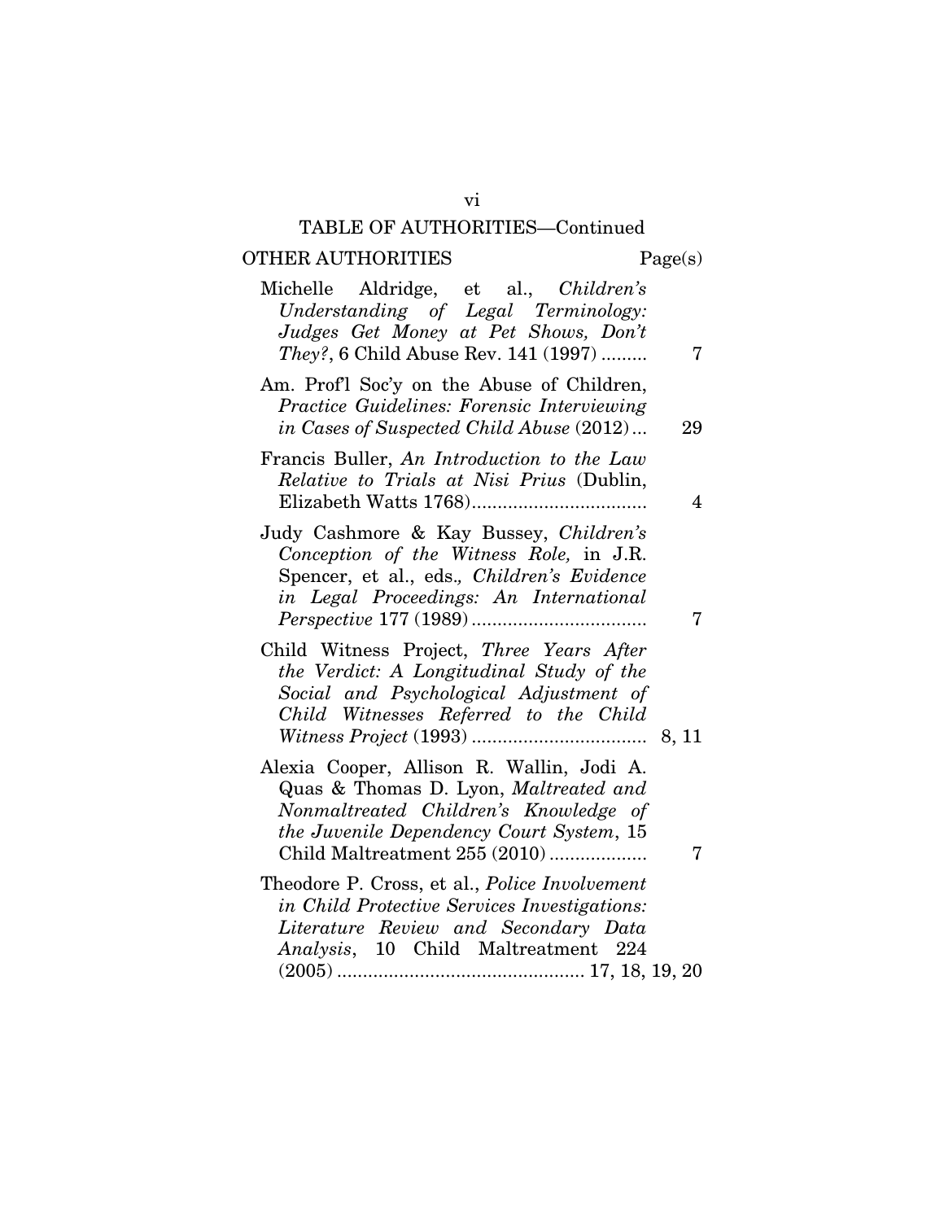## TABLE OF AUTHORITIES—Continued

### OTHER AUTHORITIES

| | Page(s) |
|---|---|
| Michelle Aldridge, et al., *Children's Understanding of Legal Terminology: Judges Get Money at Pet Shows, Don't They?*, 6 Child Abuse Rev. 141 (1997) | 7 |
| Am. Prof'l Soc'y on the Abuse of Children, *Practice Guidelines: Forensic Interviewing in Cases of Suspected Child Abuse* (2012) | 29 |
| Francis Buller, *An Introduction to the Law Relative to Trials at Nisi Prius* (Dublin, Elizabeth Watts 1768) | 4 |
| Judy Cashmore & Kay Bussey, *Children's Conception of the Witness Role,* in J.R. Spencer, et al., eds., *Children's Evidence in Legal Proceedings: An International Perspective* 177 (1989) | 7 |
| Child Witness Project, *Three Years After the Verdict: A Longitudinal Study of the Social and Psychological Adjustment of Child Witnesses Referred to the Child Witness Project* (1993) | 8, 11 |
| Alexia Cooper, Allison R. Wallin, Jodi A. Quas & Thomas D. Lyon, *Maltreated and Nonmaltreated Children's Knowledge of the Juvenile Dependency Court System*, 15 Child Maltreatment 255 (2010) | 7 |
| Theodore P. Cross, et al., *Police Involvement in Child Protective Services Investigations: Literature Review and Secondary Data Analysis*, 10 Child Maltreatment 224 (2005) | 17, 18, 19, 20 |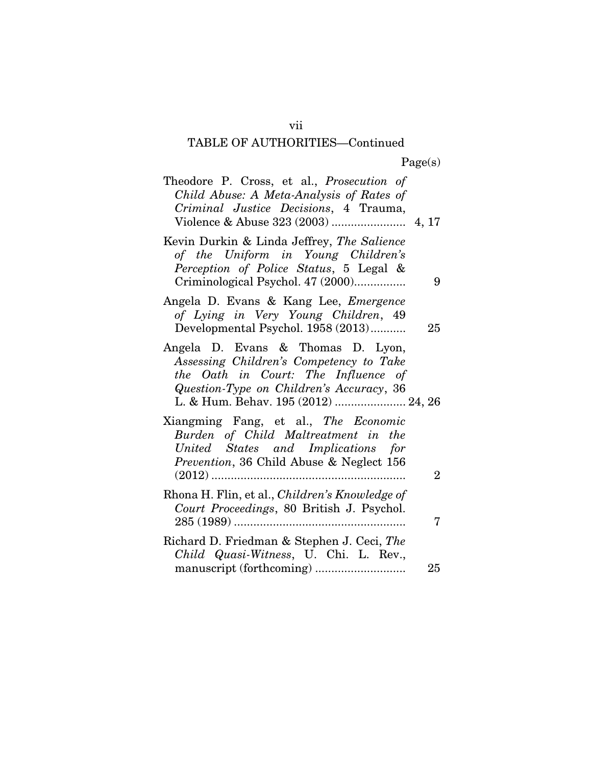TABLE OF AUTHORITIES—Continued

| | Page(s) |
|---|---|
| Theodore P. Cross, et al., *Prosecution of Child Abuse: A Meta-Analysis of Rates of Criminal Justice Decisions*, 4 Trauma, Violence & Abuse 323 (2003) | 4, 17 |
| Kevin Durkin & Linda Jeffrey, *The Salience of the Uniform in Young Children's Perception of Police Status*, 5 Legal & Criminological Psychol. 47 (2000) | 9 |
| Angela D. Evans & Kang Lee, *Emergence of Lying in Very Young Children*, 49 Developmental Psychol. 1958 (2013) | 25 |
| Angela D. Evans & Thomas D. Lyon, *Assessing Children's Competency to Take the Oath in Court: The Influence of Question-Type on Children's Accuracy*, 36 L. & Hum. Behav. 195 (2012) | 24, 26 |
| Xiangming Fang, et al., *The Economic Burden of Child Maltreatment in the United States and Implications for Prevention*, 36 Child Abuse & Neglect 156 (2012) | 2 |
| Rhona H. Flin, et al., *Children's Knowledge of Court Proceedings*, 80 British J. Psychol. 285 (1989) | 7 |
| Richard D. Friedman & Stephen J. Ceci, *The Child Quasi-Witness*, U. Chi. L. Rev., manuscript (forthcoming) | 25 |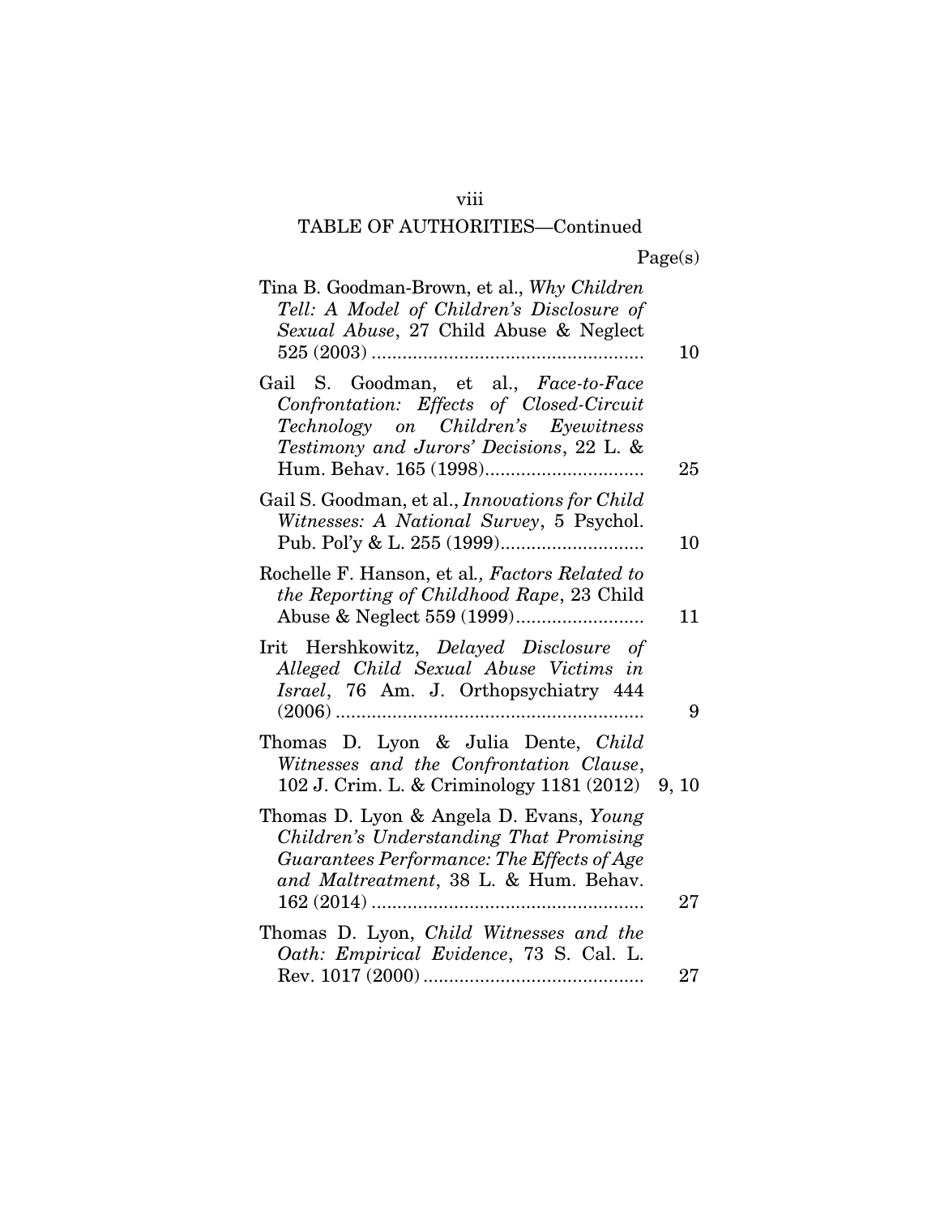TABLE OF AUTHORITIES—Continued

| | Page(s) |
|---|---|
| Tina B. Goodman-Brown, et al., *Why Children Tell: A Model of Children's Disclosure of Sexual Abuse*, 27 Child Abuse & Neglect 525 (2003) | 10 |
| Gail S. Goodman, et al., *Face-to-Face Confrontation: Effects of Closed-Circuit Technology on Children's Eyewitness Testimony and Jurors' Decisions*, 22 L. & Hum. Behav. 165 (1998) | 25 |
| Gail S. Goodman, et al., *Innovations for Child Witnesses: A National Survey*, 5 Psychol. Pub. Pol'y & L. 255 (1999) | 10 |
| Rochelle F. Hanson, et al*., Factors Related to the Reporting of Childhood Rape*, 23 Child Abuse & Neglect 559 (1999) | 11 |
| Irit Hershkowitz, *Delayed Disclosure of Alleged Child Sexual Abuse Victims in Israel*, 76 Am. J. Orthopsychiatry 444 (2006) | 9 |
| Thomas D. Lyon & Julia Dente, *Child Witnesses and the Confrontation Clause*, 102 J. Crim. L. & Criminology 1181 (2012) | 9, 10 |
| Thomas D. Lyon & Angela D. Evans, *Young Children's Understanding That Promising Guarantees Performance: The Effects of Age and Maltreatment*, 38 L. & Hum. Behav. 162 (2014) | 27 |
| Thomas D. Lyon, *Child Witnesses and the Oath: Empirical Evidence*, 73 S. Cal. L. Rev. 1017 (2000) | 27 |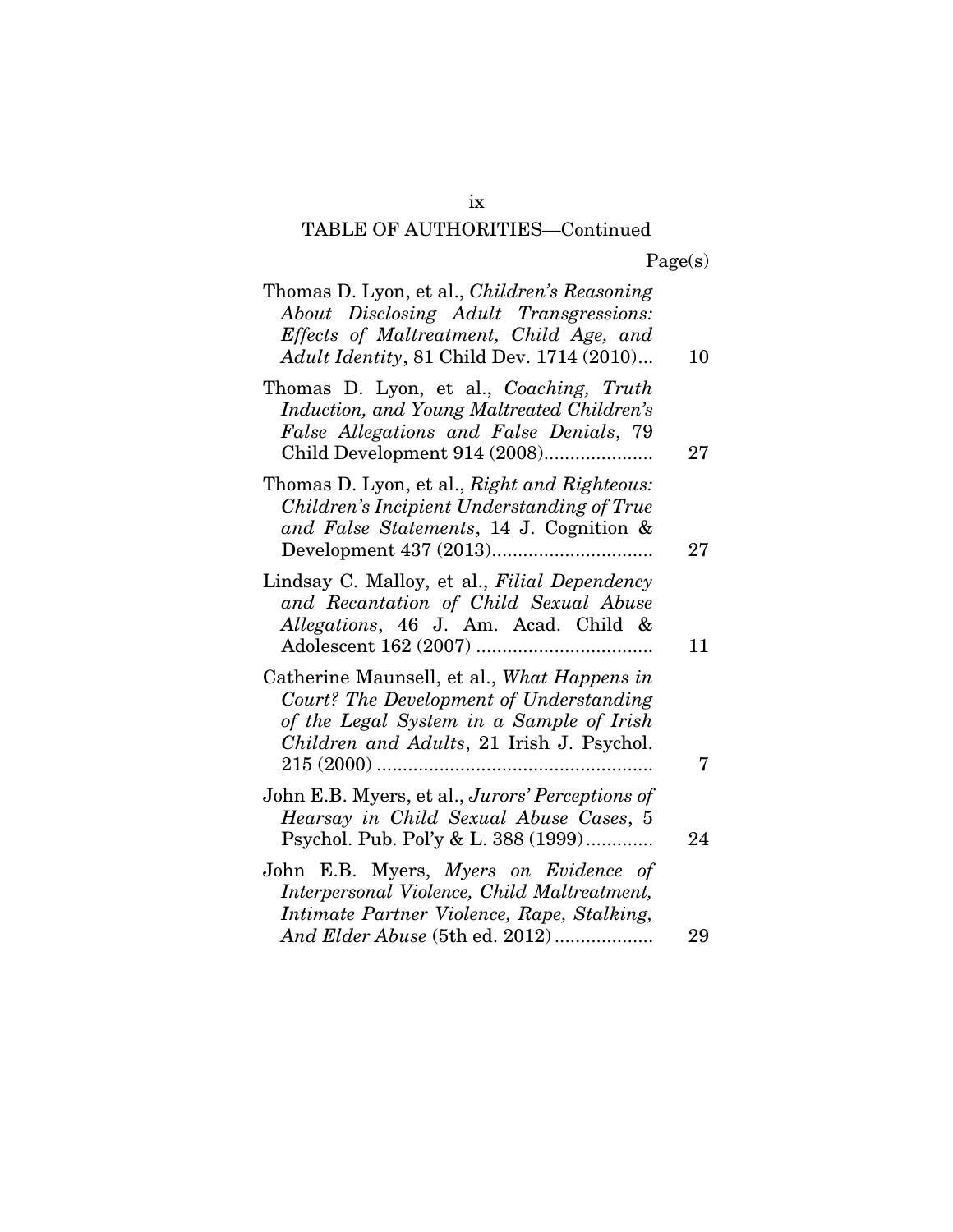TABLE OF AUTHORITIES—Continued

| | Page(s) |
|---|---|
| Thomas D. Lyon, et al., *Children's Reasoning About Disclosing Adult Transgressions: Effects of Maltreatment, Child Age, and Adult Identity*, 81 Child Dev. 1714 (2010)... | 10 |
| Thomas D. Lyon, et al., *Coaching, Truth Induction, and Young Maltreated Children's False Allegations and False Denials*, 79 Child Development 914 (2008)..................... | 27 |
| Thomas D. Lyon, et al., *Right and Righteous: Children's Incipient Understanding of True and False Statements*, 14 J. Cognition & Development 437 (2013)............................... | 27 |
| Lindsay C. Malloy, et al., *Filial Dependency and Recantation of Child Sexual Abuse Allegations*, 46 J. Am. Acad. Child & Adolescent 162 (2007) .................................. | 11 |
| Catherine Maunsell, et al., *What Happens in Court? The Development of Understanding of the Legal System in a Sample of Irish Children and Adults*, 21 Irish J. Psychol. 215 (2000) ..................................................... | 7 |
| John E.B. Myers, et al., *Jurors' Perceptions of Hearsay in Child Sexual Abuse Cases*, 5 Psychol. Pub. Pol'y & L. 388 (1999)............. | 24 |
| John E.B. Myers, *Myers on Evidence of Interpersonal Violence, Child Maltreatment, Intimate Partner Violence, Rape, Stalking, And Elder Abuse* (5th ed. 2012).................. | 29 |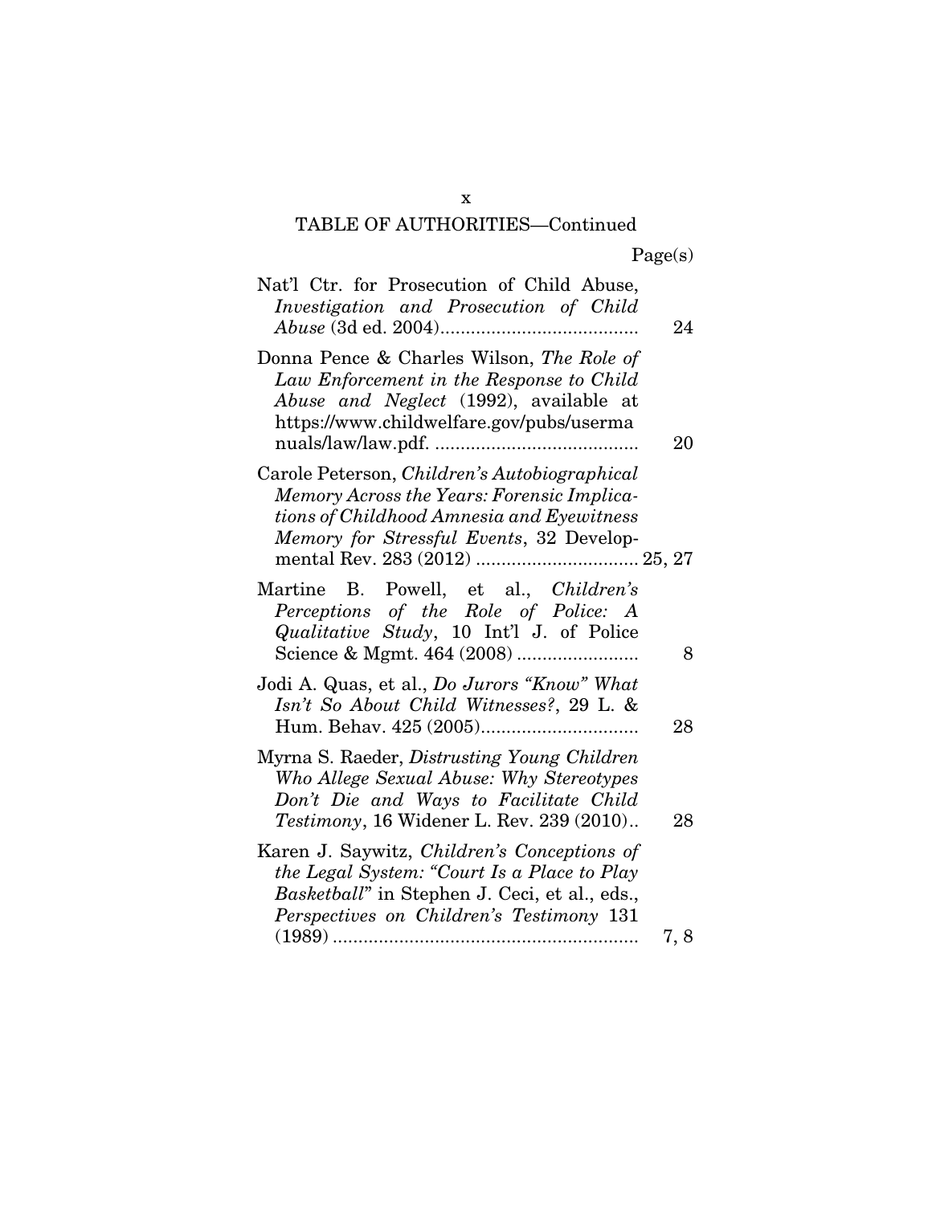TABLE OF AUTHORITIES—Continued

Page(s)

Nat'l Ctr. for Prosecution of Child Abuse, *Investigation and Prosecution of Child Abuse* (3d ed. 2004)....................................... 24

Donna Pence & Charles Wilson, *The Role of Law Enforcement in the Response to Child Abuse and Neglect* (1992), available at https://www.childwelfare.gov/pubs/usermanuals/law/law.pdf. ........................................ 20

Carole Peterson, *Children's Autobiographical Memory Across the Years: Forensic Implications of Childhood Amnesia and Eyewitness Memory for Stressful Events*, 32 Developmental Rev. 283 (2012) ................................ 25, 27

Martine B. Powell, et al., *Children's Perceptions of the Role of Police: A Qualitative Study*, 10 Int'l J. of Police Science & Mgmt. 464 (2008) ........................ 8

Jodi A. Quas, et al., *Do Jurors "Know" What Isn't So About Child Witnesses?*, 29 L. & Hum. Behav. 425 (2005)............................... 28

Myrna S. Raeder, *Distrusting Young Children Who Allege Sexual Abuse: Why Stereotypes Don't Die and Ways to Facilitate Child Testimony*, 16 Widener L. Rev. 239 (2010).. 28

Karen J. Saywitz, *Children's Conceptions of the Legal System: "Court Is a Place to Play Basketball"* in Stephen J. Ceci, et al., eds., *Perspectives on Children's Testimony* 131 (1989) ............................................................ 7, 8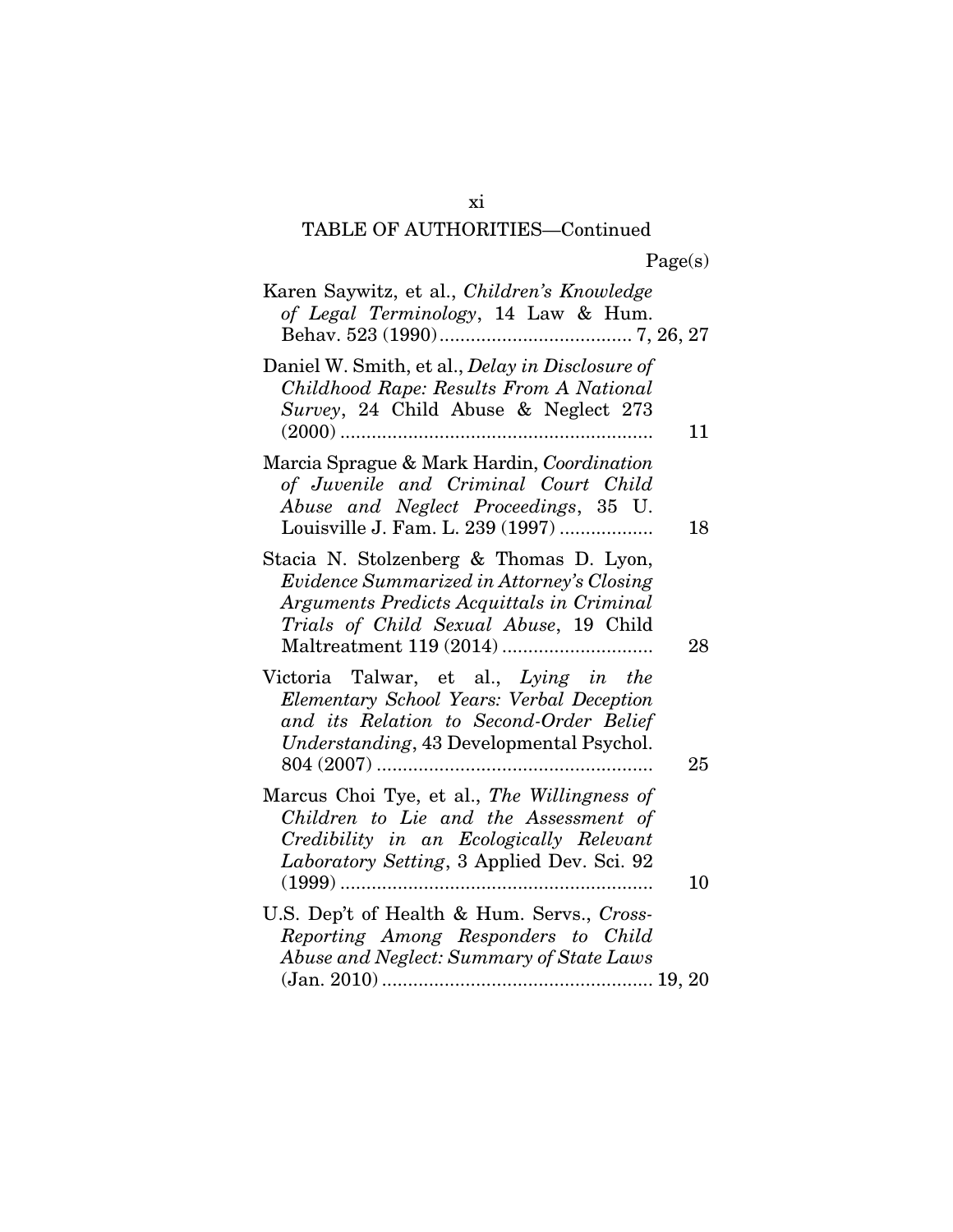TABLE OF AUTHORITIES—Continued

Page(s)

Karen Saywitz, et al., *Children's Knowledge of Legal Terminology*, 14 Law & Hum. Behav. 523 (1990) .................................... 7, 26, 27

Daniel W. Smith, et al., *Delay in Disclosure of Childhood Rape: Results From A National Survey*, 24 Child Abuse & Neglect 273 (2000) ............................................................ 11

Marcia Sprague & Mark Hardin, *Coordination of Juvenile and Criminal Court Child Abuse and Neglect Proceedings*, 35 U. Louisville J. Fam. L. 239 (1997) .................. 18

Stacia N. Stolzenberg & Thomas D. Lyon, *Evidence Summarized in Attorney's Closing Arguments Predicts Acquittals in Criminal Trials of Child Sexual Abuse*, 19 Child Maltreatment 119 (2014) ............................ 28

Victoria Talwar, et al., *Lying in the Elementary School Years: Verbal Deception and its Relation to Second-Order Belief Understanding*, 43 Developmental Psychol. 804 (2007) ..................................................... 25

Marcus Choi Tye, et al., *The Willingness of Children to Lie and the Assessment of Credibility in an Ecologically Relevant Laboratory Setting*, 3 Applied Dev. Sci. 92 (1999) ............................................................ 10

U.S. Dep't of Health & Hum. Servs., *Cross-Reporting Among Responders to Child Abuse and Neglect: Summary of State Laws* (Jan. 2010) .................................................... 19, 20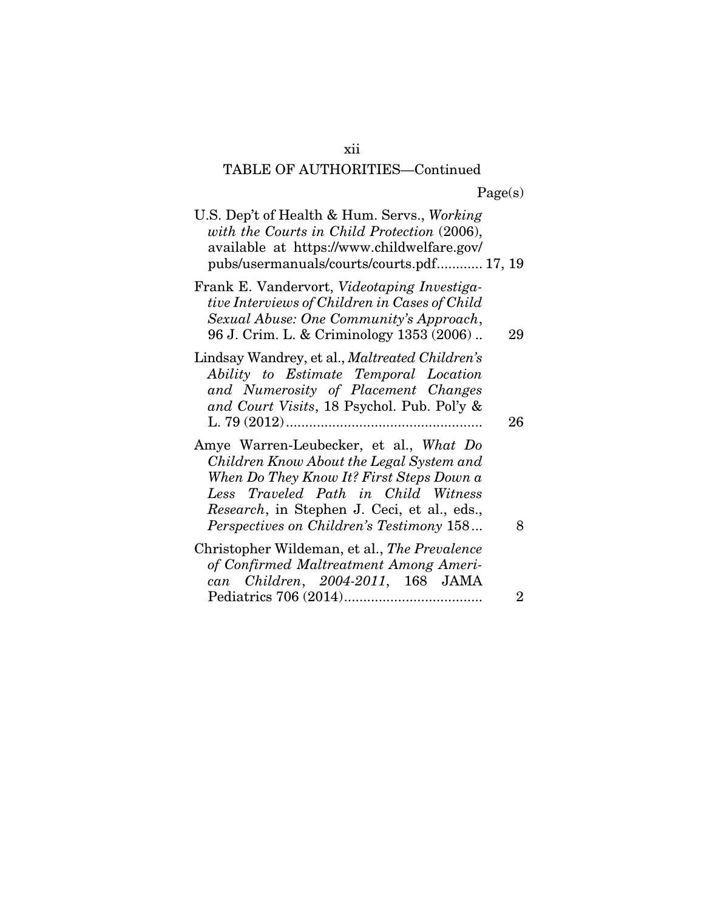TABLE OF AUTHORITIES—Continued

Page(s)

U.S. Dep't of Health & Hum. Servs., *Working with the Courts in Child Protection* (2006), available at https://www.childwelfare.gov/pubs/usermanuals/courts/courts.pdf............ 17, 19

Frank E. Vandervort, *Videotaping Investigative Interviews of Children in Cases of Child Sexual Abuse: One Community's Approach*, 96 J. Crim. L. & Criminology 1353 (2006) .. 29

Lindsay Wandrey, et al., *Maltreated Children's Ability to Estimate Temporal Location and Numerosity of Placement Changes and Court Visits*, 18 Psychol. Pub. Pol'y & L. 79 (2012)................................................... 26

Amye Warren-Leubecker, et al., *What Do Children Know About the Legal System and When Do They Know It? First Steps Down a Less Traveled Path in Child Witness Research*, in Stephen J. Ceci, et al., eds., *Perspectives on Children's Testimony* 158... 8

Christopher Wildeman, et al., *The Prevalence of Confirmed Maltreatment Among American Children, 2004-2011*, 168 JAMA Pediatrics 706 (2014).................................... 2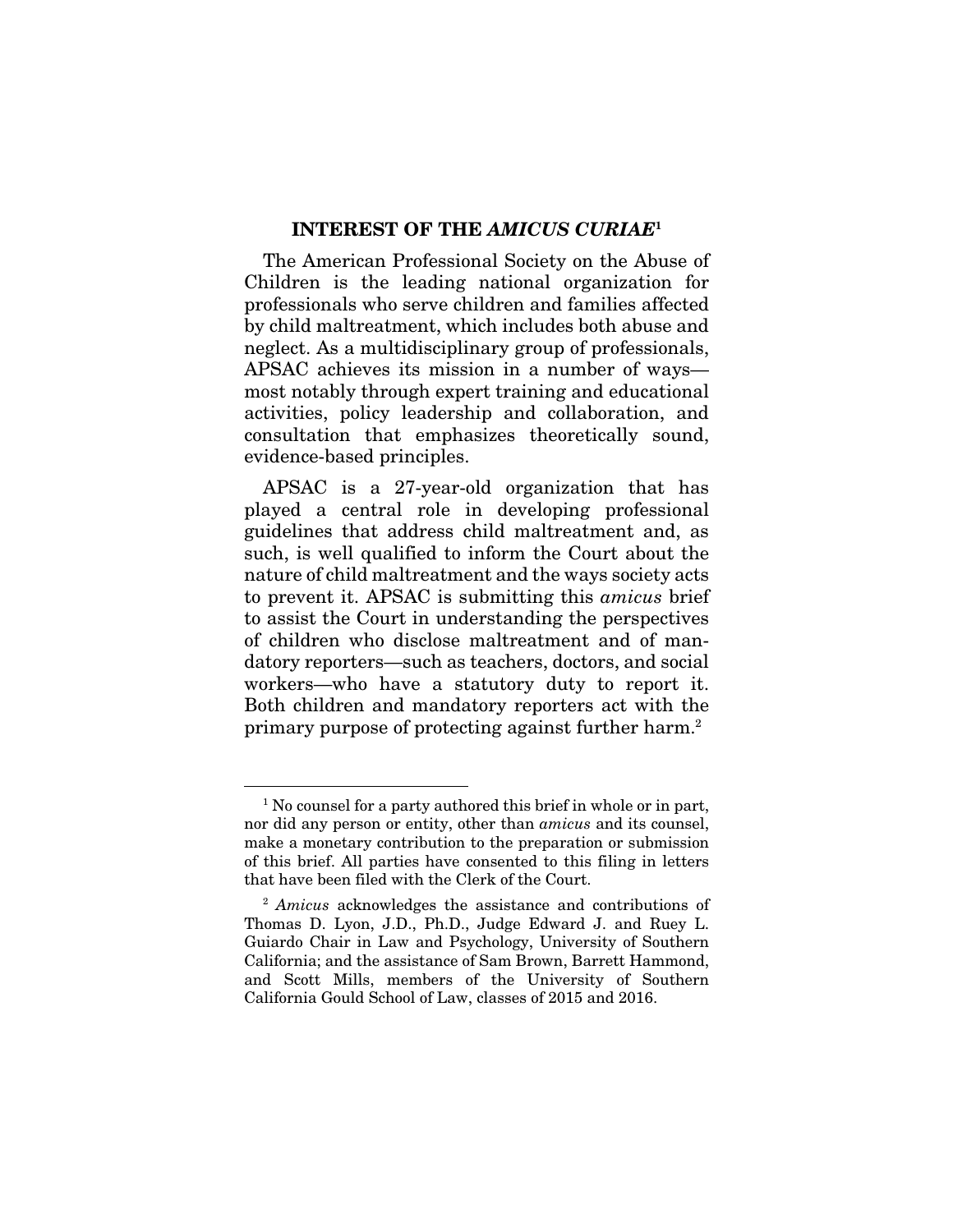## INTEREST OF THE *AMICUS CURIAE*[1]

The American Professional Society on the Abuse of Children is the leading national organization for professionals who serve children and families affected by child maltreatment, which includes both abuse and neglect. As a multidisciplinary group of professionals, APSAC achieves its mission in a number of ways—most notably through expert training and educational activities, policy leadership and collaboration, and consultation that emphasizes theoretically sound, evidence-based principles.

APSAC is a 27-year-old organization that has played a central role in developing professional guidelines that address child maltreatment and, as such, is well qualified to inform the Court about the nature of child maltreatment and the ways society acts to prevent it. APSAC is submitting this *amicus* brief to assist the Court in understanding the perspectives of children who disclose maltreatment and of mandatory reporters—such as teachers, doctors, and social workers—who have a statutory duty to report it. Both children and mandatory reporters act with the primary purpose of protecting against further harm.[2]

---

[1] No counsel for a party authored this brief in whole or in part, nor did any person or entity, other than *amicus* and its counsel, make a monetary contribution to the preparation or submission of this brief. All parties have consented to this filing in letters that have been filed with the Clerk of the Court.

[2] *Amicus* acknowledges the assistance and contributions of Thomas D. Lyon, J.D., Ph.D., Judge Edward J. and Ruey L. Guiardo Chair in Law and Psychology, University of Southern California; and the assistance of Sam Brown, Barrett Hammond, and Scott Mills, members of the University of Southern California Gould School of Law, classes of 2015 and 2016.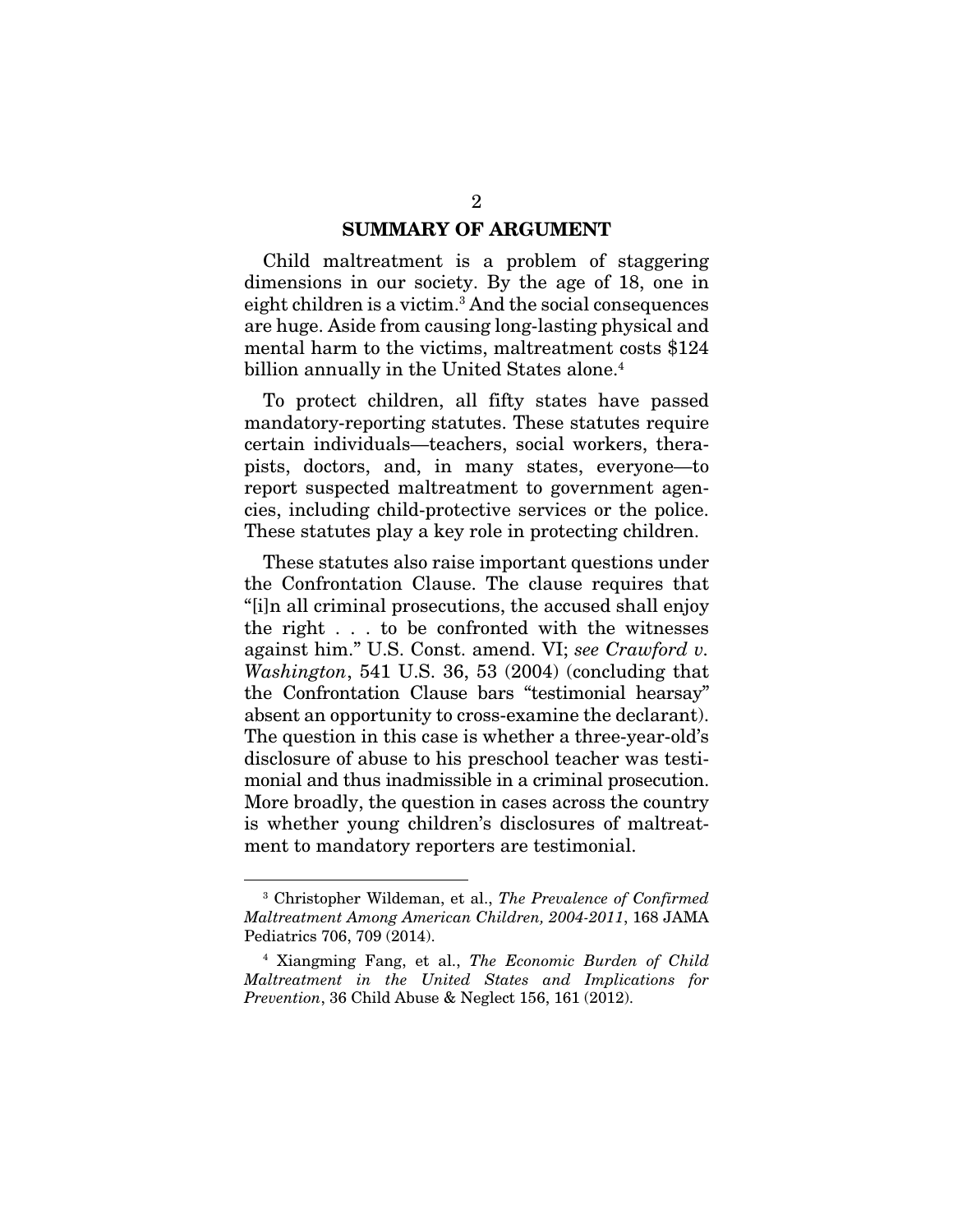## SUMMARY OF ARGUMENT

Child maltreatment is a problem of staggering dimensions in our society. By the age of 18, one in eight children is a victim.[3] And the social consequences are huge. Aside from causing long-lasting physical and mental harm to the victims, maltreatment costs $124 billion annually in the United States alone.[4]

To protect children, all fifty states have passed mandatory-reporting statutes. These statutes require certain individuals—teachers, social workers, therapists, doctors, and, in many states, everyone—to report suspected maltreatment to government agencies, including child-protective services or the police. These statutes play a key role in protecting children.

These statutes also raise important questions under the Confrontation Clause. The clause requires that "[i]n all criminal prosecutions, the accused shall enjoy the right . . . to be confronted with the witnesses against him." U.S. Const. amend. VI; *see Crawford v. Washington*, 541 U.S. 36, 53 (2004) (concluding that the Confrontation Clause bars "testimonial hearsay" absent an opportunity to cross-examine the declarant). The question in this case is whether a three-year-old's disclosure of abuse to his preschool teacher was testimonial and thus inadmissible in a criminal prosecution. More broadly, the question in cases across the country is whether young children's disclosures of maltreatment to mandatory reporters are testimonial.

---

[3] Christopher Wildeman, et al., *The Prevalence of Confirmed Maltreatment Among American Children, 2004-2011*, 168 JAMA Pediatrics 706, 709 (2014).

[4] Xiangming Fang, et al., *The Economic Burden of Child Maltreatment in the United States and Implications for Prevention*, 36 Child Abuse & Neglect 156, 161 (2012).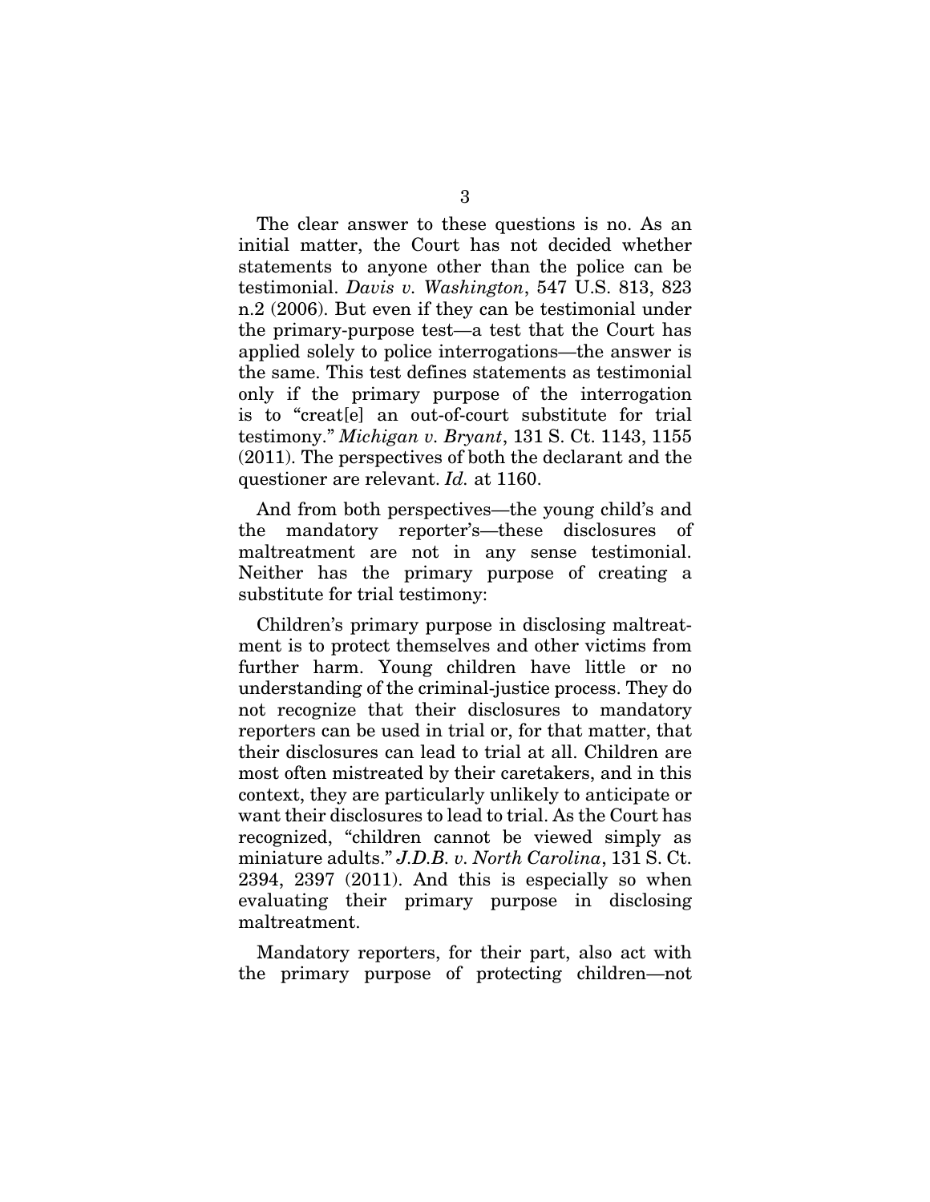The clear answer to these questions is no. As an initial matter, the Court has not decided whether statements to anyone other than the police can be testimonial. *Davis v. Washington*, 547 U.S. 813, 823 n.2 (2006). But even if they can be testimonial under the primary-purpose test—a test that the Court has applied solely to police interrogations—the answer is the same. This test defines statements as testimonial only if the primary purpose of the interrogation is to "creat[e] an out-of-court substitute for trial testimony." *Michigan v. Bryant*, 131 S. Ct. 1143, 1155 (2011). The perspectives of both the declarant and the questioner are relevant. *Id.* at 1160.

And from both perspectives—the young child's and the mandatory reporter's—these disclosures of maltreatment are not in any sense testimonial. Neither has the primary purpose of creating a substitute for trial testimony:

Children's primary purpose in disclosing maltreatment is to protect themselves and other victims from further harm. Young children have little or no understanding of the criminal-justice process. They do not recognize that their disclosures to mandatory reporters can be used in trial or, for that matter, that their disclosures can lead to trial at all. Children are most often mistreated by their caretakers, and in this context, they are particularly unlikely to anticipate or want their disclosures to lead to trial. As the Court has recognized, "children cannot be viewed simply as miniature adults." *J.D.B. v. North Carolina*, 131 S. Ct. 2394, 2397 (2011). And this is especially so when evaluating their primary purpose in disclosing maltreatment.

Mandatory reporters, for their part, also act with the primary purpose of protecting children—not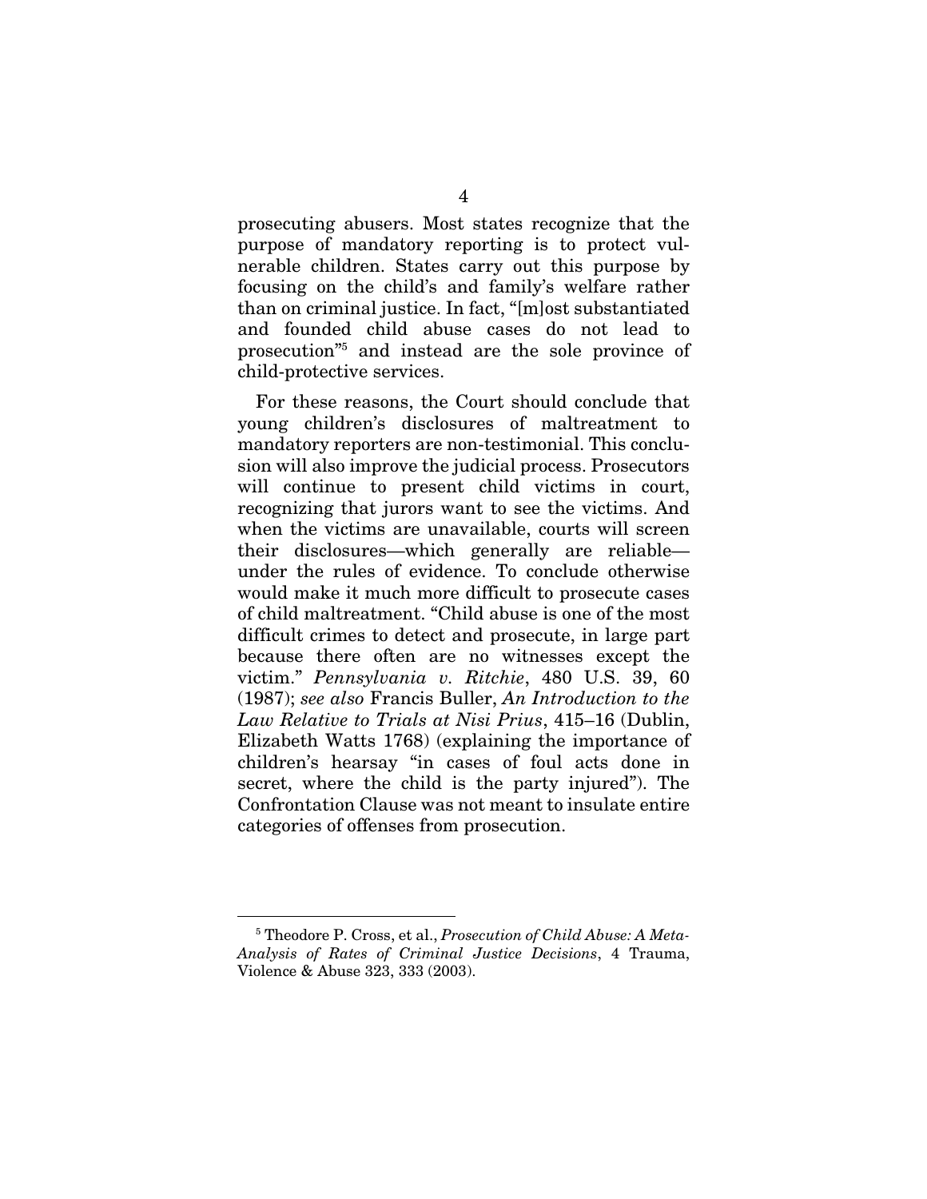prosecuting abusers. Most states recognize that the purpose of mandatory reporting is to protect vulnerable children. States carry out this purpose by focusing on the child's and family's welfare rather than on criminal justice. In fact, "[m]ost substantiated and founded child abuse cases do not lead to prosecution"[5] and instead are the sole province of child-protective services.

For these reasons, the Court should conclude that young children's disclosures of maltreatment to mandatory reporters are non-testimonial. This conclusion will also improve the judicial process. Prosecutors will continue to present child victims in court, recognizing that jurors want to see the victims. And when the victims are unavailable, courts will screen their disclosures—which generally are reliable—under the rules of evidence. To conclude otherwise would make it much more difficult to prosecute cases of child maltreatment. "Child abuse is one of the most difficult crimes to detect and prosecute, in large part because there often are no witnesses except the victim." *Pennsylvania v. Ritchie*, 480 U.S. 39, 60 (1987); *see also* Francis Buller, *An Introduction to the Law Relative to Trials at Nisi Prius*, 415–16 (Dublin, Elizabeth Watts 1768) (explaining the importance of children's hearsay "in cases of foul acts done in secret, where the child is the party injured"). The Confrontation Clause was not meant to insulate entire categories of offenses from prosecution.

---

[5] Theodore P. Cross, et al., *Prosecution of Child Abuse: A Meta-Analysis of Rates of Criminal Justice Decisions*, 4 Trauma, Violence & Abuse 323, 333 (2003).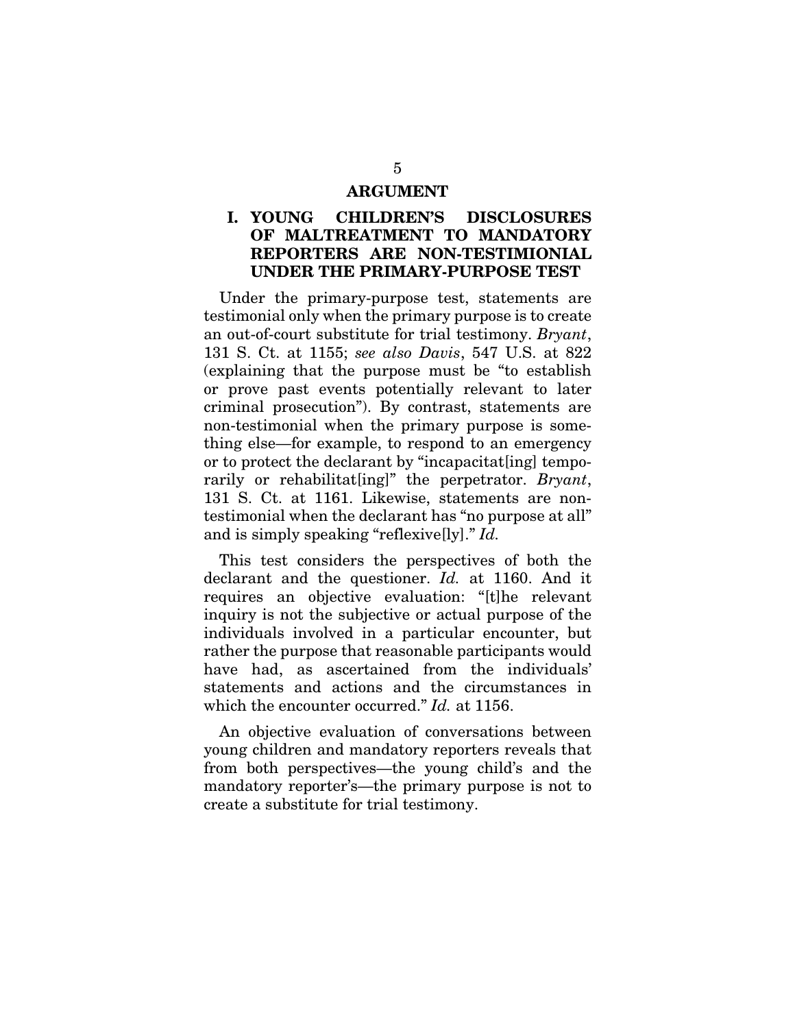# ARGUMENT

## I. YOUNG CHILDREN'S DISCLOSURES OF MALTREATMENT TO MANDATORY REPORTERS ARE NON-TESTIMIONIAL UNDER THE PRIMARY-PURPOSE TEST

Under the primary-purpose test, statements are testimonial only when the primary purpose is to create an out-of-court substitute for trial testimony. *Bryant*, 131 S. Ct. at 1155; *see also Davis*, 547 U.S. at 822 (explaining that the purpose must be "to establish or prove past events potentially relevant to later criminal prosecution"). By contrast, statements are non-testimonial when the primary purpose is something else—for example, to respond to an emergency or to protect the declarant by "incapacitat[ing] temporarily or rehabilitat[ing]" the perpetrator. *Bryant*, 131 S. Ct. at 1161. Likewise, statements are non-testimonial when the declarant has "no purpose at all" and is simply speaking "reflexive[ly]." *Id.*

This test considers the perspectives of both the declarant and the questioner. *Id.* at 1160. And it requires an objective evaluation: "[t]he relevant inquiry is not the subjective or actual purpose of the individuals involved in a particular encounter, but rather the purpose that reasonable participants would have had, as ascertained from the individuals' statements and actions and the circumstances in which the encounter occurred." *Id.* at 1156.

An objective evaluation of conversations between young children and mandatory reporters reveals that from both perspectives—the young child's and the mandatory reporter's—the primary purpose is not to create a substitute for trial testimony.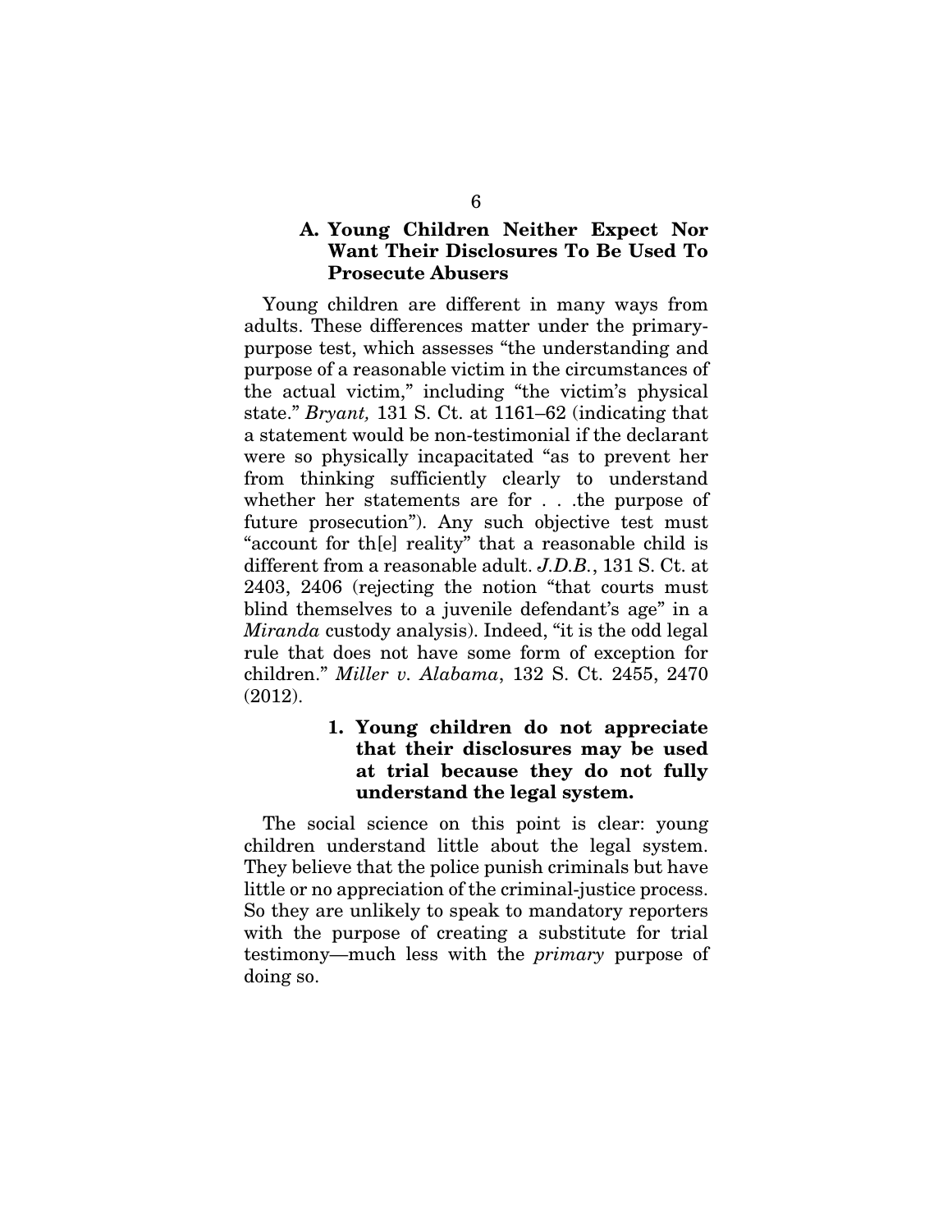### A. Young Children Neither Expect Nor Want Their Disclosures To Be Used To Prosecute Abusers

Young children are different in many ways from adults. These differences matter under the primary-purpose test, which assesses "the understanding and purpose of a reasonable victim in the circumstances of the actual victim," including "the victim's physical state." *Bryant,* 131 S. Ct. at 1161–62 (indicating that a statement would be non-testimonial if the declarant were so physically incapacitated "as to prevent her from thinking sufficiently clearly to understand whether her statements are for . . .the purpose of future prosecution"). Any such objective test must "account for th[e] reality" that a reasonable child is different from a reasonable adult. *J.D.B.*, 131 S. Ct. at 2403, 2406 (rejecting the notion "that courts must blind themselves to a juvenile defendant's age" in a *Miranda* custody analysis). Indeed, "it is the odd legal rule that does not have some form of exception for children." *Miller v. Alabama*, 132 S. Ct. 2455, 2470 (2012).

#### 1. Young children do not appreciate that their disclosures may be used at trial because they do not fully understand the legal system.

The social science on this point is clear: young children understand little about the legal system. They believe that the police punish criminals but have little or no appreciation of the criminal-justice process. So they are unlikely to speak to mandatory reporters with the purpose of creating a substitute for trial testimony—much less with the *primary* purpose of doing so.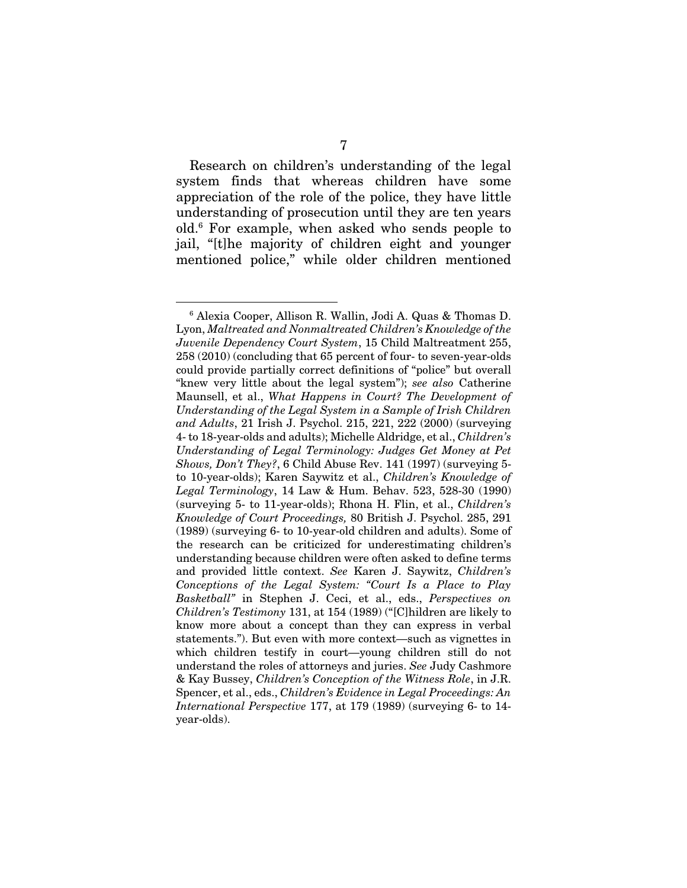Research on children's understanding of the legal system finds that whereas children have some appreciation of the role of the police, they have little understanding of prosecution until they are ten years old.[6] For example, when asked who sends people to jail, "[t]he majority of children eight and younger mentioned police," while older children mentioned

---

[6] Alexia Cooper, Allison R. Wallin, Jodi A. Quas & Thomas D. Lyon, *Maltreated and Nonmaltreated Children's Knowledge of the Juvenile Dependency Court System*, 15 Child Maltreatment 255, 258 (2010) (concluding that 65 percent of four- to seven-year-olds could provide partially correct definitions of "police" but overall "knew very little about the legal system"); *see also* Catherine Maunsell, et al., *What Happens in Court? The Development of Understanding of the Legal System in a Sample of Irish Children and Adults*, 21 Irish J. Psychol. 215, 221, 222 (2000) (surveying 4- to 18-year-olds and adults); Michelle Aldridge, et al., *Children's Understanding of Legal Terminology: Judges Get Money at Pet Shows, Don't They?*, 6 Child Abuse Rev. 141 (1997) (surveying 5- to 10-year-olds); Karen Saywitz et al., *Children's Knowledge of Legal Terminology*, 14 Law & Hum. Behav. 523, 528-30 (1990) (surveying 5- to 11-year-olds); Rhona H. Flin, et al., *Children's Knowledge of Court Proceedings,* 80 British J. Psychol. 285, 291 (1989) (surveying 6- to 10-year-old children and adults). Some of the research can be criticized for underestimating children's understanding because children were often asked to define terms and provided little context. *See* Karen J. Saywitz, *Children's Conceptions of the Legal System: "Court Is a Place to Play Basketball"* in Stephen J. Ceci, et al., eds., *Perspectives on Children's Testimony* 131, at 154 (1989) ("[C]hildren are likely to know more about a concept than they can express in verbal statements."). But even with more context—such as vignettes in which children testify in court—young children still do not understand the roles of attorneys and juries. *See* Judy Cashmore & Kay Bussey, *Children's Conception of the Witness Role*, in J.R. Spencer, et al., eds., *Children's Evidence in Legal Proceedings: An International Perspective* 177, at 179 (1989) (surveying 6- to 14-year-olds).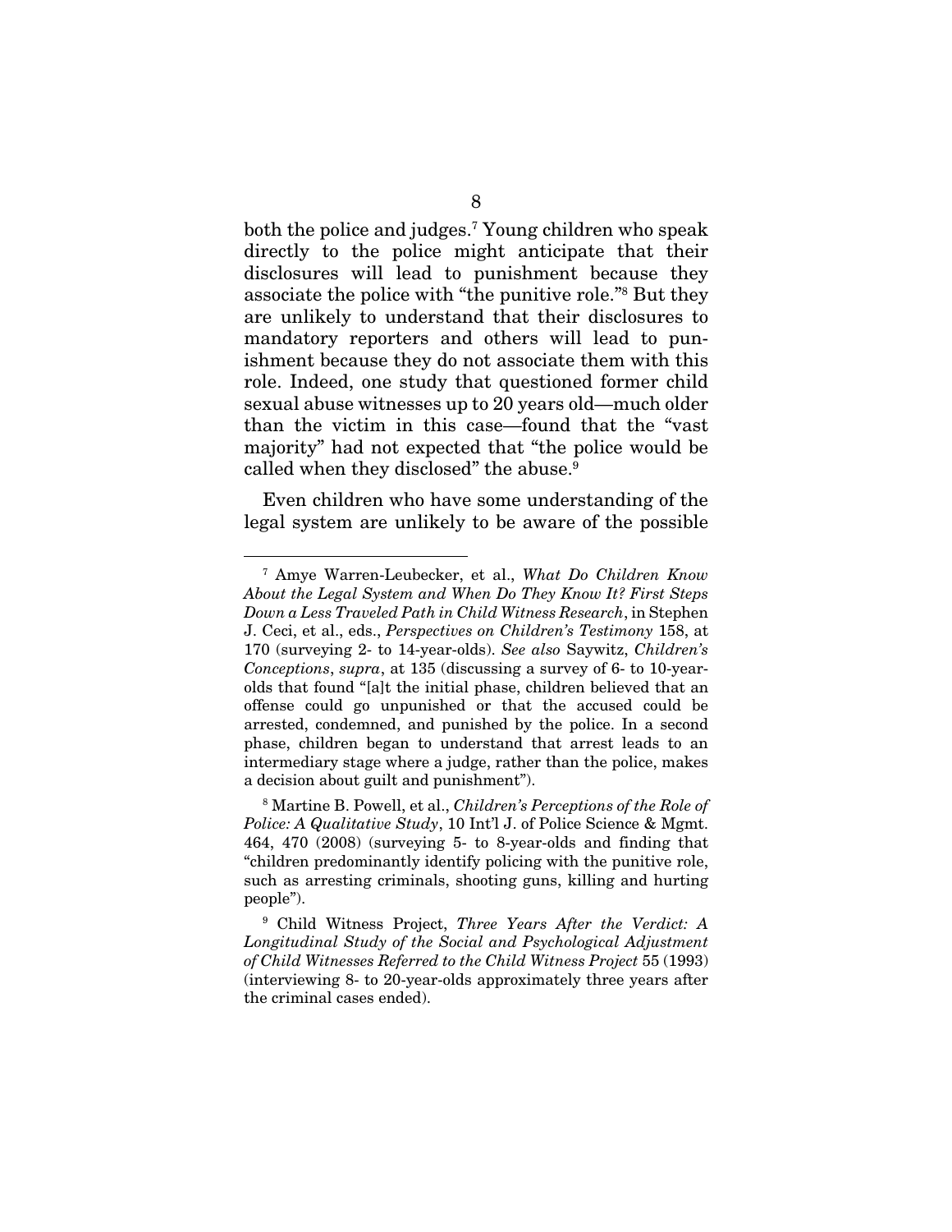both the police and judges.[7] Young children who speak directly to the police might anticipate that their disclosures will lead to punishment because they associate the police with "the punitive role."[8] But they are unlikely to understand that their disclosures to mandatory reporters and others will lead to punishment because they do not associate them with this role. Indeed, one study that questioned former child sexual abuse witnesses up to 20 years old—much older than the victim in this case—found that the "vast majority" had not expected that "the police would be called when they disclosed" the abuse.[9]

Even children who have some understanding of the legal system are unlikely to be aware of the possible

---

[7] Amye Warren-Leubecker, et al., *What Do Children Know About the Legal System and When Do They Know It? First Steps Down a Less Traveled Path in Child Witness Research*, in Stephen J. Ceci, et al., eds., *Perspectives on Children's Testimony* 158, at 170 (surveying 2- to 14-year-olds). *See also* Saywitz, *Children's Conceptions*, *supra*, at 135 (discussing a survey of 6- to 10-year-olds that found "[a]t the initial phase, children believed that an offense could go unpunished or that the accused could be arrested, condemned, and punished by the police. In a second phase, children began to understand that arrest leads to an intermediary stage where a judge, rather than the police, makes a decision about guilt and punishment").

[8] Martine B. Powell, et al., *Children's Perceptions of the Role of Police: A Qualitative Study*, 10 Int'l J. of Police Science & Mgmt. 464, 470 (2008) (surveying 5- to 8-year-olds and finding that "children predominantly identify policing with the punitive role, such as arresting criminals, shooting guns, killing and hurting people").

[9] Child Witness Project, *Three Years After the Verdict: A Longitudinal Study of the Social and Psychological Adjustment of Child Witnesses Referred to the Child Witness Project* 55 (1993) (interviewing 8- to 20-year-olds approximately three years after the criminal cases ended).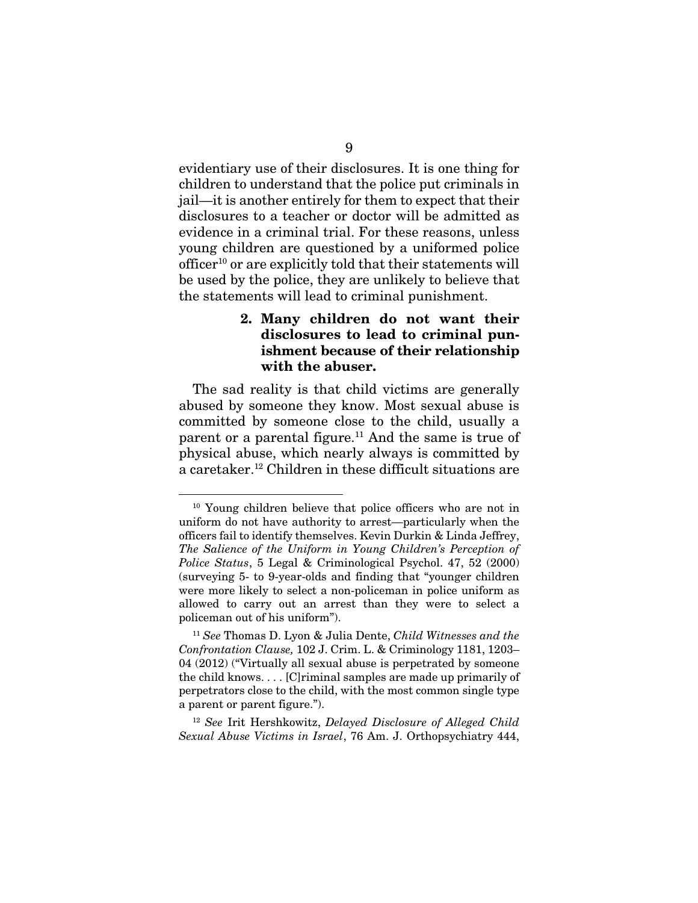evidentiary use of their disclosures. It is one thing for children to understand that the police put criminals in jail—it is another entirely for them to expect that their disclosures to a teacher or doctor will be admitted as evidence in a criminal trial. For these reasons, unless young children are questioned by a uniformed police officer[10] or are explicitly told that their statements will be used by the police, they are unlikely to believe that the statements will lead to criminal punishment.

#### 2. Many children do not want their disclosures to lead to criminal punishment because of their relationship with the abuser.

The sad reality is that child victims are generally abused by someone they know. Most sexual abuse is committed by someone close to the child, usually a parent or a parental figure.[11] And the same is true of physical abuse, which nearly always is committed by a caretaker.[12] Children in these difficult situations are

---

[10] Young children believe that police officers who are not in uniform do not have authority to arrest—particularly when the officers fail to identify themselves. Kevin Durkin & Linda Jeffrey, *The Salience of the Uniform in Young Children's Perception of Police Status*, 5 Legal & Criminological Psychol. 47, 52 (2000) (surveying 5- to 9-year-olds and finding that "younger children were more likely to select a non-policeman in police uniform as allowed to carry out an arrest than they were to select a policeman out of his uniform").

[11] *See* Thomas D. Lyon & Julia Dente, *Child Witnesses and the Confrontation Clause,* 102 J. Crim. L. & Criminology 1181, 1203–04 (2012) ("Virtually all sexual abuse is perpetrated by someone the child knows. . . . [C]riminal samples are made up primarily of perpetrators close to the child, with the most common single type a parent or parent figure.").

[12] *See* Irit Hershkowitz, *Delayed Disclosure of Alleged Child Sexual Abuse Victims in Israel*, 76 Am. J. Orthopsychiatry 444,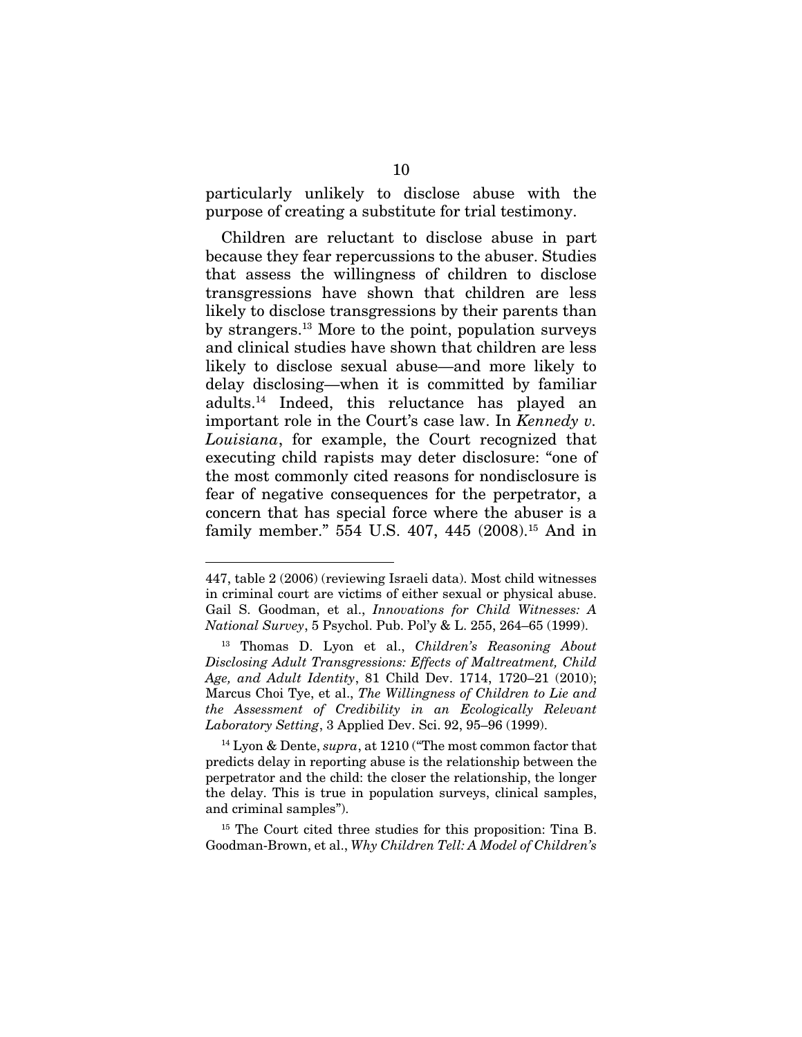particularly unlikely to disclose abuse with the purpose of creating a substitute for trial testimony.

Children are reluctant to disclose abuse in part because they fear repercussions to the abuser. Studies that assess the willingness of children to disclose transgressions have shown that children are less likely to disclose transgressions by their parents than by strangers.[13] More to the point, population surveys and clinical studies have shown that children are less likely to disclose sexual abuse—and more likely to delay disclosing—when it is committed by familiar adults.[14] Indeed, this reluctance has played an important role in the Court's case law. In *Kennedy v. Louisiana*, for example, the Court recognized that executing child rapists may deter disclosure: "one of the most commonly cited reasons for nondisclosure is fear of negative consequences for the perpetrator, a concern that has special force where the abuser is a family member." 554 U.S. 407, 445 (2008).[15] And in

---

447, table 2 (2006) (reviewing Israeli data). Most child witnesses in criminal court are victims of either sexual or physical abuse. Gail S. Goodman, et al., *Innovations for Child Witnesses: A National Survey*, 5 Psychol. Pub. Pol'y & L. 255, 264–65 (1999).

[13] Thomas D. Lyon et al., *Children's Reasoning About Disclosing Adult Transgressions: Effects of Maltreatment, Child Age, and Adult Identity*, 81 Child Dev. 1714, 1720–21 (2010); Marcus Choi Tye, et al., *The Willingness of Children to Lie and the Assessment of Credibility in an Ecologically Relevant Laboratory Setting*, 3 Applied Dev. Sci. 92, 95–96 (1999).

[14] Lyon & Dente, *supra*, at 1210 ("The most common factor that predicts delay in reporting abuse is the relationship between the perpetrator and the child: the closer the relationship, the longer the delay. This is true in population surveys, clinical samples, and criminal samples").

[15] The Court cited three studies for this proposition: Tina B. Goodman-Brown, et al., *Why Children Tell: A Model of Children's*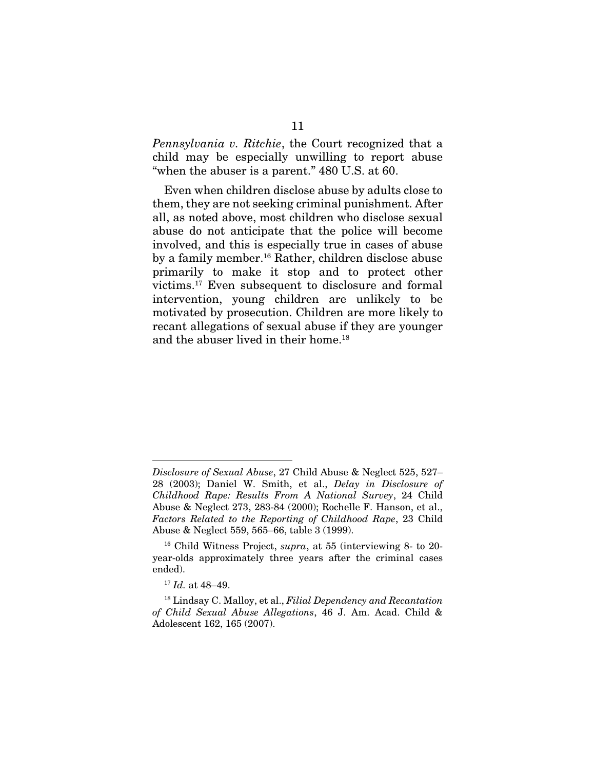*Pennsylvania v. Ritchie*, the Court recognized that a child may be especially unwilling to report abuse "when the abuser is a parent." 480 U.S. at 60.

Even when children disclose abuse by adults close to them, they are not seeking criminal punishment. After all, as noted above, most children who disclose sexual abuse do not anticipate that the police will become involved, and this is especially true in cases of abuse by a family member.[16] Rather, children disclose abuse primarily to make it stop and to protect other victims.[17] Even subsequent to disclosure and formal intervention, young children are unlikely to be motivated by prosecution. Children are more likely to recant allegations of sexual abuse if they are younger and the abuser lived in their home.[18]

---

*Disclosure of Sexual Abuse*, 27 Child Abuse & Neglect 525, 527–28 (2003); Daniel W. Smith, et al., *Delay in Disclosure of Childhood Rape: Results From A National Survey*, 24 Child Abuse & Neglect 273, 283-84 (2000); Rochelle F. Hanson, et al., *Factors Related to the Reporting of Childhood Rape*, 23 Child Abuse & Neglect 559, 565–66, table 3 (1999).

[16] Child Witness Project, *supra*, at 55 (interviewing 8- to 20-year-olds approximately three years after the criminal cases ended).

[17] *Id.* at 48–49.

[18] Lindsay C. Malloy, et al., *Filial Dependency and Recantation of Child Sexual Abuse Allegations*, 46 J. Am. Acad. Child & Adolescent 162, 165 (2007).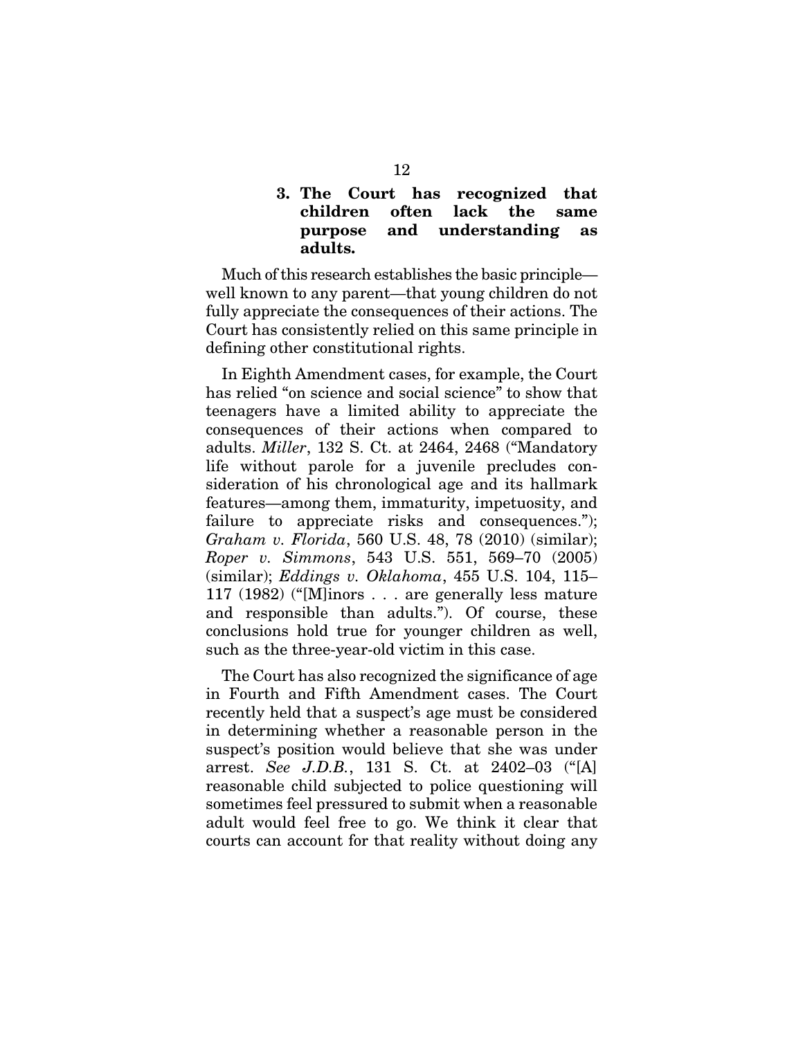### 3. The Court has recognized that children often lack the same purpose and understanding as adults.

Much of this research establishes the basic principle—well known to any parent—that young children do not fully appreciate the consequences of their actions. The Court has consistently relied on this same principle in defining other constitutional rights.

In Eighth Amendment cases, for example, the Court has relied "on science and social science" to show that teenagers have a limited ability to appreciate the consequences of their actions when compared to adults. *Miller*, 132 S. Ct. at 2464, 2468 ("Mandatory life without parole for a juvenile precludes consideration of his chronological age and its hallmark features—among them, immaturity, impetuosity, and failure to appreciate risks and consequences."); *Graham v. Florida*, 560 U.S. 48, 78 (2010) (similar); *Roper v. Simmons*, 543 U.S. 551, 569–70 (2005) (similar); *Eddings v. Oklahoma*, 455 U.S. 104, 115–117 (1982) ("[M]inors . . . are generally less mature and responsible than adults."). Of course, these conclusions hold true for younger children as well, such as the three-year-old victim in this case.

The Court has also recognized the significance of age in Fourth and Fifth Amendment cases. The Court recently held that a suspect's age must be considered in determining whether a reasonable person in the suspect's position would believe that she was under arrest. *See J.D.B.*, 131 S. Ct. at 2402–03 ("[A] reasonable child subjected to police questioning will sometimes feel pressured to submit when a reasonable adult would feel free to go. We think it clear that courts can account for that reality without doing any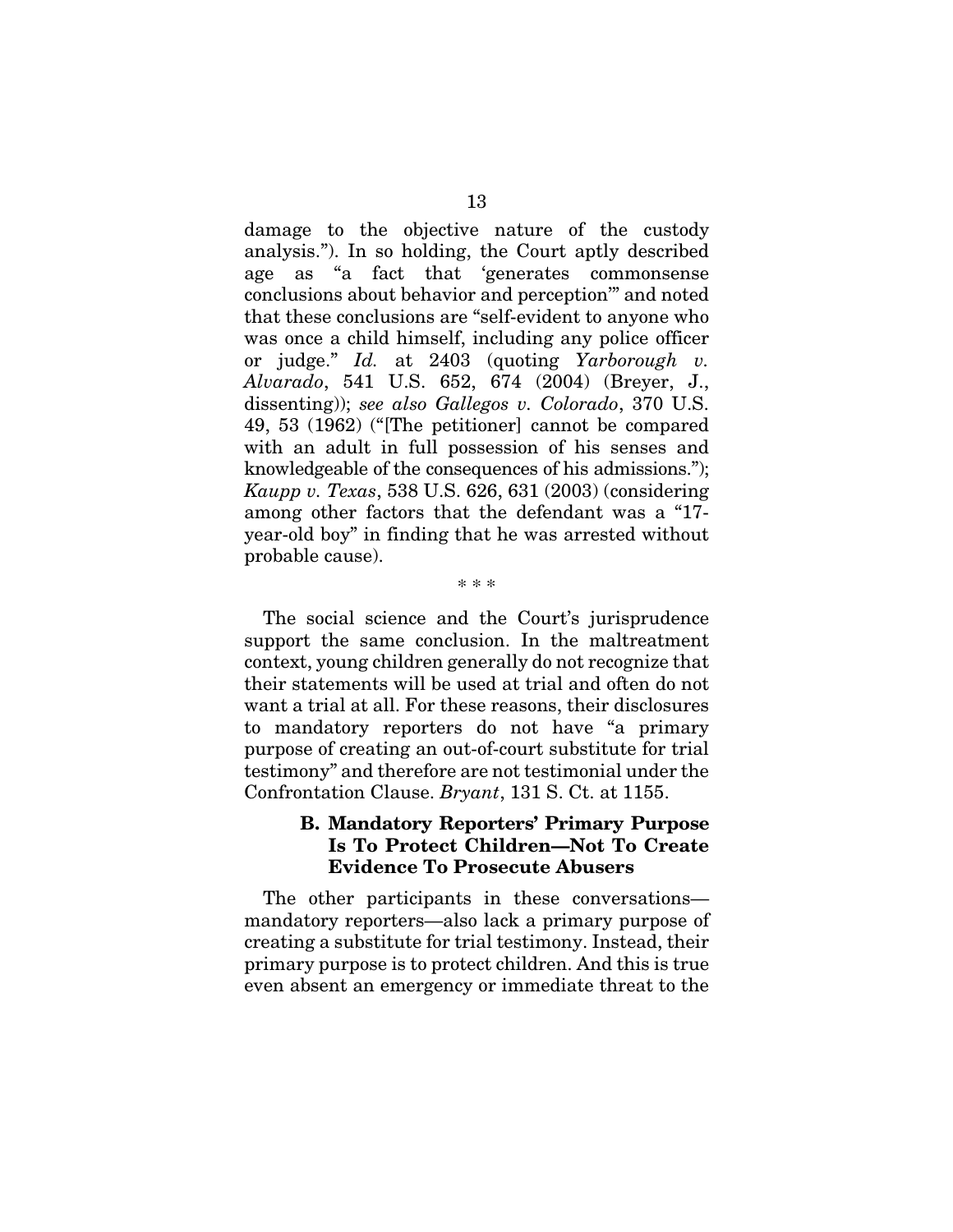damage to the objective nature of the custody analysis."). In so holding, the Court aptly described age as "a fact that 'generates commonsense conclusions about behavior and perception'" and noted that these conclusions are "self-evident to anyone who was once a child himself, including any police officer or judge." *Id.* at 2403 (quoting *Yarborough v. Alvarado*, 541 U.S. 652, 674 (2004) (Breyer, J., dissenting)); *see also Gallegos v. Colorado*, 370 U.S. 49, 53 (1962) ("[The petitioner] cannot be compared with an adult in full possession of his senses and knowledgeable of the consequences of his admissions."); *Kaupp v. Texas*, 538 U.S. 626, 631 (2003) (considering among other factors that the defendant was a "17-year-old boy" in finding that he was arrested without probable cause).

\* \* \*

The social science and the Court's jurisprudence support the same conclusion. In the maltreatment context, young children generally do not recognize that their statements will be used at trial and often do not want a trial at all. For these reasons, their disclosures to mandatory reporters do not have "a primary purpose of creating an out-of-court substitute for trial testimony" and therefore are not testimonial under the Confrontation Clause. *Bryant*, 131 S. Ct. at 1155.

### B. Mandatory Reporters' Primary Purpose Is To Protect Children—Not To Create Evidence To Prosecute Abusers

The other participants in these conversations—mandatory reporters—also lack a primary purpose of creating a substitute for trial testimony. Instead, their primary purpose is to protect children. And this is true even absent an emergency or immediate threat to the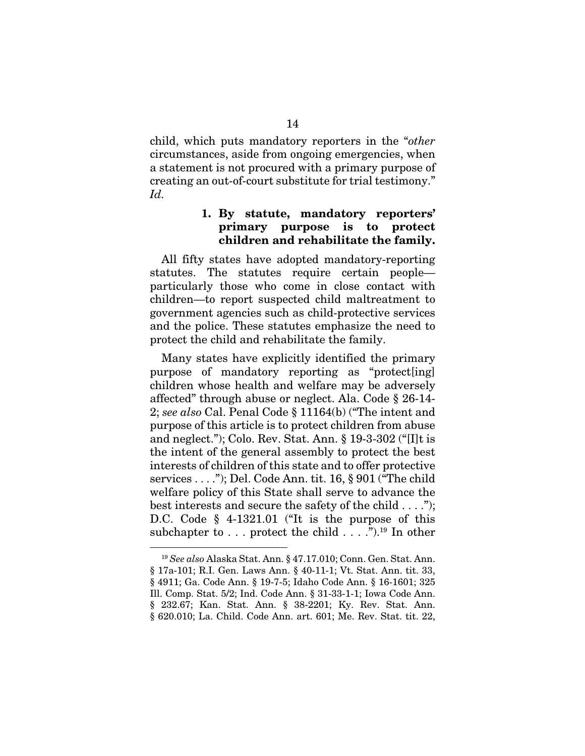child, which puts mandatory reporters in the "*other* circumstances, aside from ongoing emergencies, when a statement is not procured with a primary purpose of creating an out-of-court substitute for trial testimony." *Id.*

### 1. By statute, mandatory reporters' primary purpose is to protect children and rehabilitate the family.

All fifty states have adopted mandatory-reporting statutes. The statutes require certain people—particularly those who come in close contact with children—to report suspected child maltreatment to government agencies such as child-protective services and the police. These statutes emphasize the need to protect the child and rehabilitate the family.

Many states have explicitly identified the primary purpose of mandatory reporting as "protect[ing] children whose health and welfare may be adversely affected" through abuse or neglect. Ala. Code § 26-14-2; *see also* Cal. Penal Code § 11164(b) ("The intent and purpose of this article is to protect children from abuse and neglect."); Colo. Rev. Stat. Ann. § 19-3-302 ("[I]t is the intent of the general assembly to protect the best interests of children of this state and to offer protective services . . . ."); Del. Code Ann. tit. 16, § 901 ("The child welfare policy of this State shall serve to advance the best interests and secure the safety of the child . . . ."); D.C. Code § 4-1321.01 ("It is the purpose of this subchapter to . . . protect the child . . . .").[19] In other

[19] *See also* Alaska Stat. Ann. § 47.17.010; Conn. Gen. Stat. Ann. § 17a-101; R.I. Gen. Laws Ann. § 40-11-1; Vt. Stat. Ann. tit. 33, § 4911; Ga. Code Ann. § 19-7-5; Idaho Code Ann. § 16-1601; 325 Ill. Comp. Stat. 5/2; Ind. Code Ann. § 31-33-1-1; Iowa Code Ann. § 232.67; Kan. Stat. Ann. § 38-2201; Ky. Rev. Stat. Ann. § 620.010; La. Child. Code Ann. art. 601; Me. Rev. Stat. tit. 22,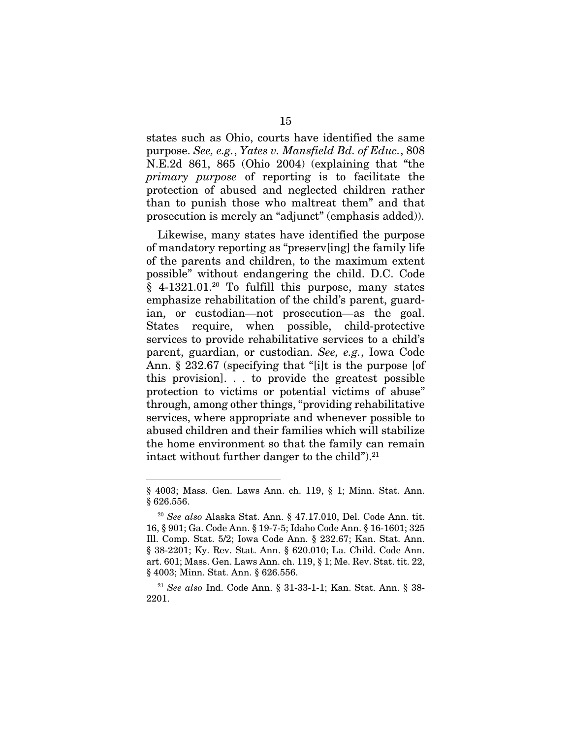states such as Ohio, courts have identified the same purpose. *See, e.g.*, *Yates v. Mansfield Bd. of Educ.*, 808 N.E.2d 861, 865 (Ohio 2004) (explaining that "the *primary purpose* of reporting is to facilitate the protection of abused and neglected children rather than to punish those who maltreat them" and that prosecution is merely an "adjunct" (emphasis added)).

Likewise, many states have identified the purpose of mandatory reporting as "preserv[ing] the family life of the parents and children, to the maximum extent possible" without endangering the child. D.C. Code § 4-1321.01.[20] To fulfill this purpose, many states emphasize rehabilitation of the child's parent, guardian, or custodian—not prosecution—as the goal. States require, when possible, child-protective services to provide rehabilitative services to a child's parent, guardian, or custodian. *See, e.g.*, Iowa Code Ann. § 232.67 (specifying that "[i]t is the purpose [of this provision]. . . to provide the greatest possible protection to victims or potential victims of abuse" through, among other things, "providing rehabilitative services, where appropriate and whenever possible to abused children and their families which will stabilize the home environment so that the family can remain intact without further danger to the child").[21]

---

§ 4003; Mass. Gen. Laws Ann. ch. 119, § 1; Minn. Stat. Ann. § 626.556.

[20] *See also* Alaska Stat. Ann. § 47.17.010, Del. Code Ann. tit. 16, § 901; Ga. Code Ann. § 19-7-5; Idaho Code Ann. § 16-1601; 325 Ill. Comp. Stat. 5/2; Iowa Code Ann. § 232.67; Kan. Stat. Ann. § 38-2201; Ky. Rev. Stat. Ann. § 620.010; La. Child. Code Ann. art. 601; Mass. Gen. Laws Ann. ch. 119, § 1; Me. Rev. Stat. tit. 22, § 4003; Minn. Stat. Ann. § 626.556.

[21] *See also* Ind. Code Ann. § 31-33-1-1; Kan. Stat. Ann. § 38-2201.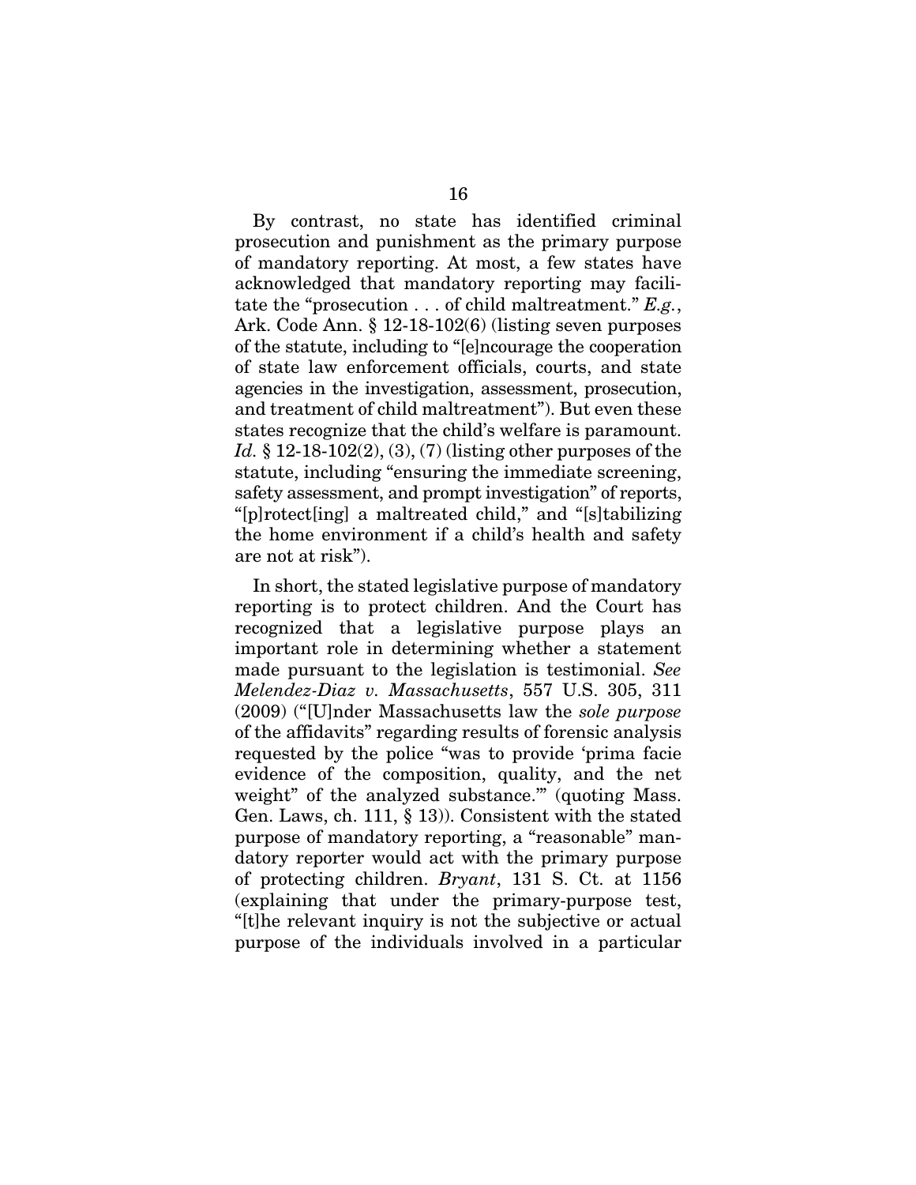By contrast, no state has identified criminal prosecution and punishment as the primary purpose of mandatory reporting. At most, a few states have acknowledged that mandatory reporting may facilitate the "prosecution . . . of child maltreatment." *E.g.*, Ark. Code Ann. § 12-18-102(6) (listing seven purposes of the statute, including to "[e]ncourage the cooperation of state law enforcement officials, courts, and state agencies in the investigation, assessment, prosecution, and treatment of child maltreatment"). But even these states recognize that the child's welfare is paramount. *Id.* § 12-18-102(2), (3), (7) (listing other purposes of the statute, including "ensuring the immediate screening, safety assessment, and prompt investigation" of reports, "[p]rotect[ing] a maltreated child," and "[s]tabilizing the home environment if a child's health and safety are not at risk").

In short, the stated legislative purpose of mandatory reporting is to protect children. And the Court has recognized that a legislative purpose plays an important role in determining whether a statement made pursuant to the legislation is testimonial. *See Melendez-Diaz v. Massachusetts*, 557 U.S. 305, 311 (2009) ("[U]nder Massachusetts law the *sole purpose* of the affidavits" regarding results of forensic analysis requested by the police "was to provide 'prima facie evidence of the composition, quality, and the net weight" of the analyzed substance.'" (quoting Mass. Gen. Laws, ch. 111, § 13)). Consistent with the stated purpose of mandatory reporting, a "reasonable" mandatory reporter would act with the primary purpose of protecting children. *Bryant*, 131 S. Ct. at 1156 (explaining that under the primary-purpose test, "[t]he relevant inquiry is not the subjective or actual purpose of the individuals involved in a particular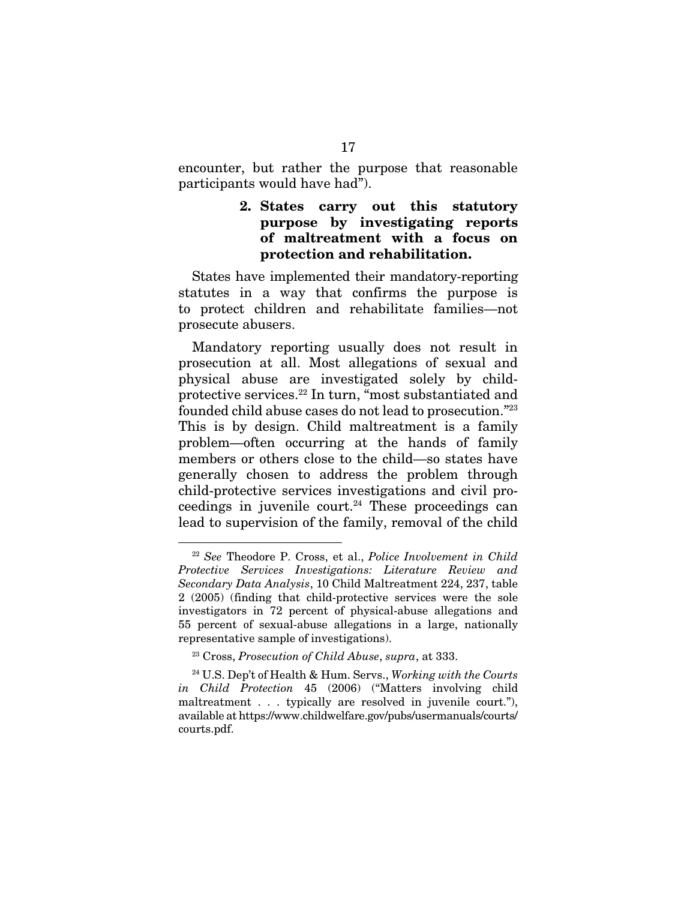encounter, but rather the purpose that reasonable participants would have had").

#### 2. States carry out this statutory purpose by investigating reports of maltreatment with a focus on protection and rehabilitation.

States have implemented their mandatory-reporting statutes in a way that confirms the purpose is to protect children and rehabilitate families—not prosecute abusers.

Mandatory reporting usually does not result in prosecution at all. Most allegations of sexual and physical abuse are investigated solely by child-protective services.[22] In turn, "most substantiated and founded child abuse cases do not lead to prosecution."[23] This is by design. Child maltreatment is a family problem—often occurring at the hands of family members or others close to the child—so states have generally chosen to address the problem through child-protective services investigations and civil proceedings in juvenile court.[24] These proceedings can lead to supervision of the family, removal of the child

---

[22] *See* Theodore P. Cross, et al., *Police Involvement in Child Protective Services Investigations: Literature Review and Secondary Data Analysis*, 10 Child Maltreatment 224, 237, table 2 (2005) (finding that child-protective services were the sole investigators in 72 percent of physical-abuse allegations and 55 percent of sexual-abuse allegations in a large, nationally representative sample of investigations).

[23] Cross, *Prosecution of Child Abuse*, *supra*, at 333.

[24] U.S. Dep't of Health & Hum. Servs., *Working with the Courts in Child Protection* 45 (2006) ("Matters involving child maltreatment . . . typically are resolved in juvenile court."), available at https://www.childwelfare.gov/pubs/usermanuals/courts/courts.pdf.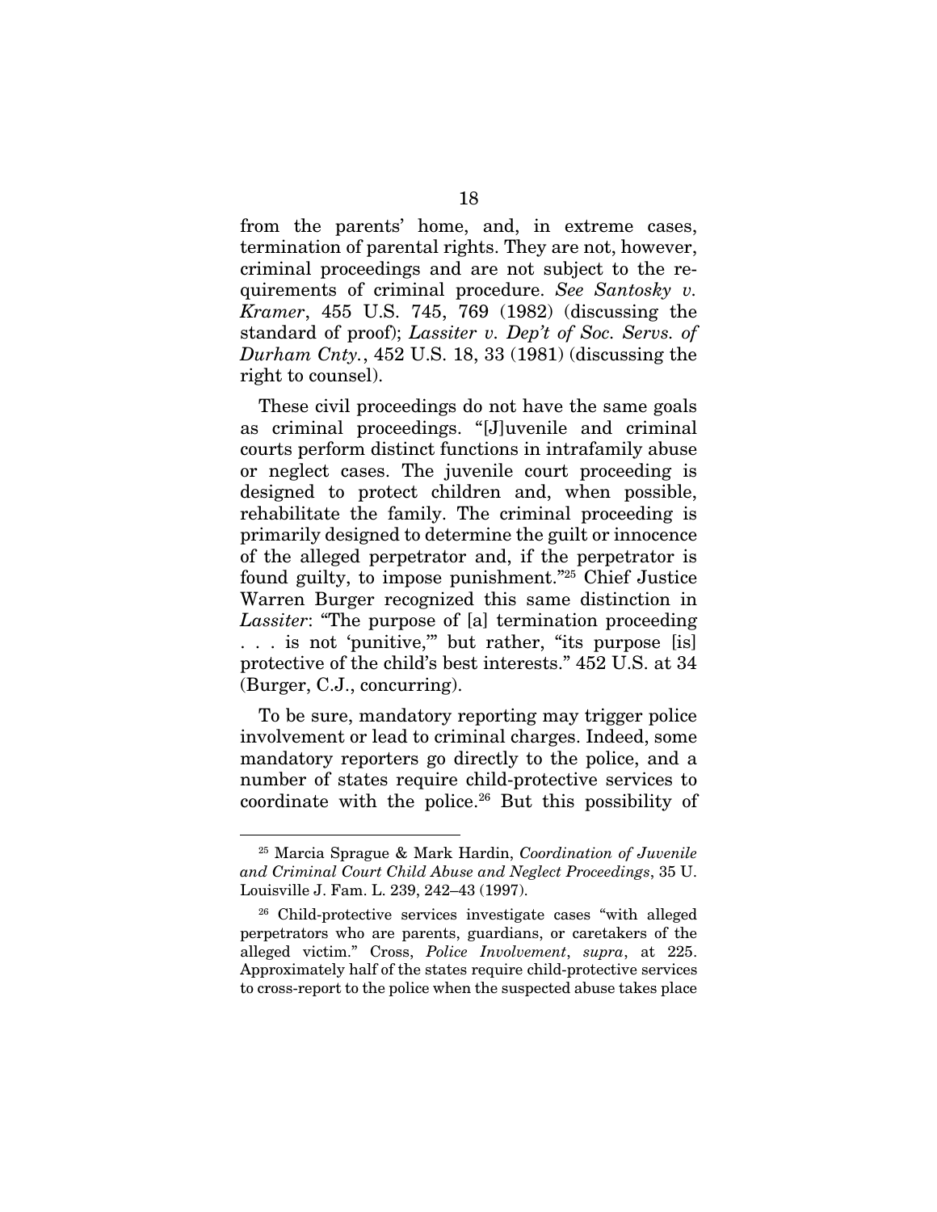from the parents' home, and, in extreme cases, termination of parental rights. They are not, however, criminal proceedings and are not subject to the requirements of criminal procedure. *See Santosky v. Kramer*, 455 U.S. 745, 769 (1982) (discussing the standard of proof); *Lassiter v. Dep't of Soc. Servs. of Durham Cnty.*, 452 U.S. 18, 33 (1981) (discussing the right to counsel).

These civil proceedings do not have the same goals as criminal proceedings. "[J]uvenile and criminal courts perform distinct functions in intrafamily abuse or neglect cases. The juvenile court proceeding is designed to protect children and, when possible, rehabilitate the family. The criminal proceeding is primarily designed to determine the guilt or innocence of the alleged perpetrator and, if the perpetrator is found guilty, to impose punishment."[25] Chief Justice Warren Burger recognized this same distinction in *Lassiter*: "The purpose of [a] termination proceeding . . . is not 'punitive,'" but rather, "its purpose [is] protective of the child's best interests." 452 U.S. at 34 (Burger, C.J., concurring).

To be sure, mandatory reporting may trigger police involvement or lead to criminal charges. Indeed, some mandatory reporters go directly to the police, and a number of states require child-protective services to coordinate with the police.[26] But this possibility of

---

[25] Marcia Sprague & Mark Hardin, *Coordination of Juvenile and Criminal Court Child Abuse and Neglect Proceedings*, 35 U. Louisville J. Fam. L. 239, 242–43 (1997).

[26] Child-protective services investigate cases "with alleged perpetrators who are parents, guardians, or caretakers of the alleged victim." Cross, *Police Involvement*, *supra*, at 225. Approximately half of the states require child-protective services to cross-report to the police when the suspected abuse takes place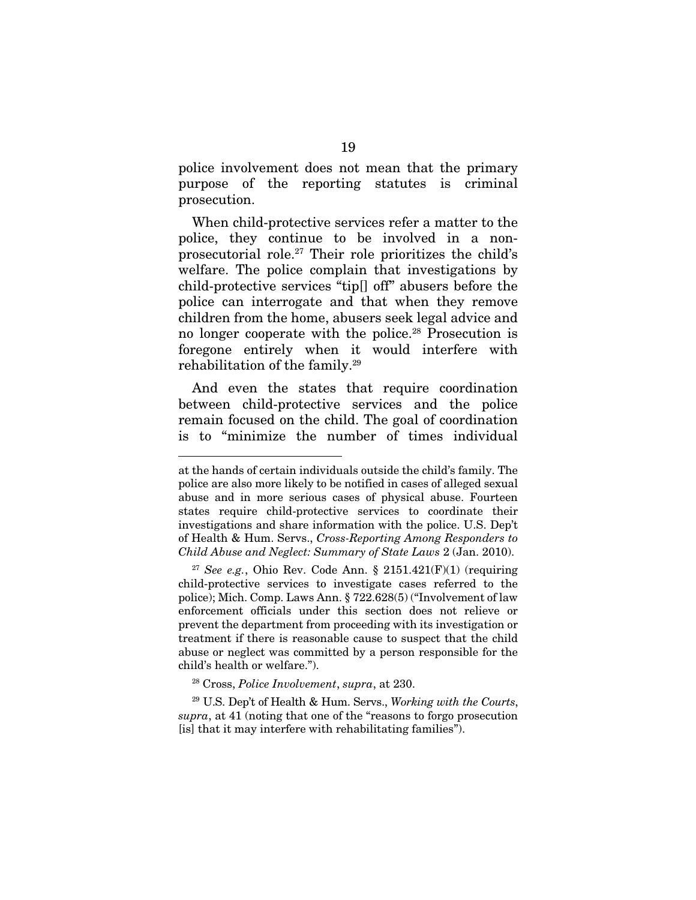police involvement does not mean that the primary purpose of the reporting statutes is criminal prosecution.

When child-protective services refer a matter to the police, they continue to be involved in a non-prosecutorial role.[27] Their role prioritizes the child's welfare. The police complain that investigations by child-protective services "tip[] off" abusers before the police can interrogate and that when they remove children from the home, abusers seek legal advice and no longer cooperate with the police.[28] Prosecution is foregone entirely when it would interfere with rehabilitation of the family.[29]

And even the states that require coordination between child-protective services and the police remain focused on the child. The goal of coordination is to "minimize the number of times individual

---

at the hands of certain individuals outside the child's family. The police are also more likely to be notified in cases of alleged sexual abuse and in more serious cases of physical abuse. Fourteen states require child-protective services to coordinate their investigations and share information with the police. U.S. Dep't of Health & Hum. Servs., *Cross-Reporting Among Responders to Child Abuse and Neglect: Summary of State Laws* 2 (Jan. 2010).

[27] *See e.g.*, Ohio Rev. Code Ann. § 2151.421(F)(1) (requiring child-protective services to investigate cases referred to the police); Mich. Comp. Laws Ann. § 722.628(5) ("Involvement of law enforcement officials under this section does not relieve or prevent the department from proceeding with its investigation or treatment if there is reasonable cause to suspect that the child abuse or neglect was committed by a person responsible for the child's health or welfare.").

[28] Cross, *Police Involvement*, *supra*, at 230.

[29] U.S. Dep't of Health & Hum. Servs., *Working with the Courts*, *supra*, at 41 (noting that one of the "reasons to forgo prosecution [is] that it may interfere with rehabilitating families").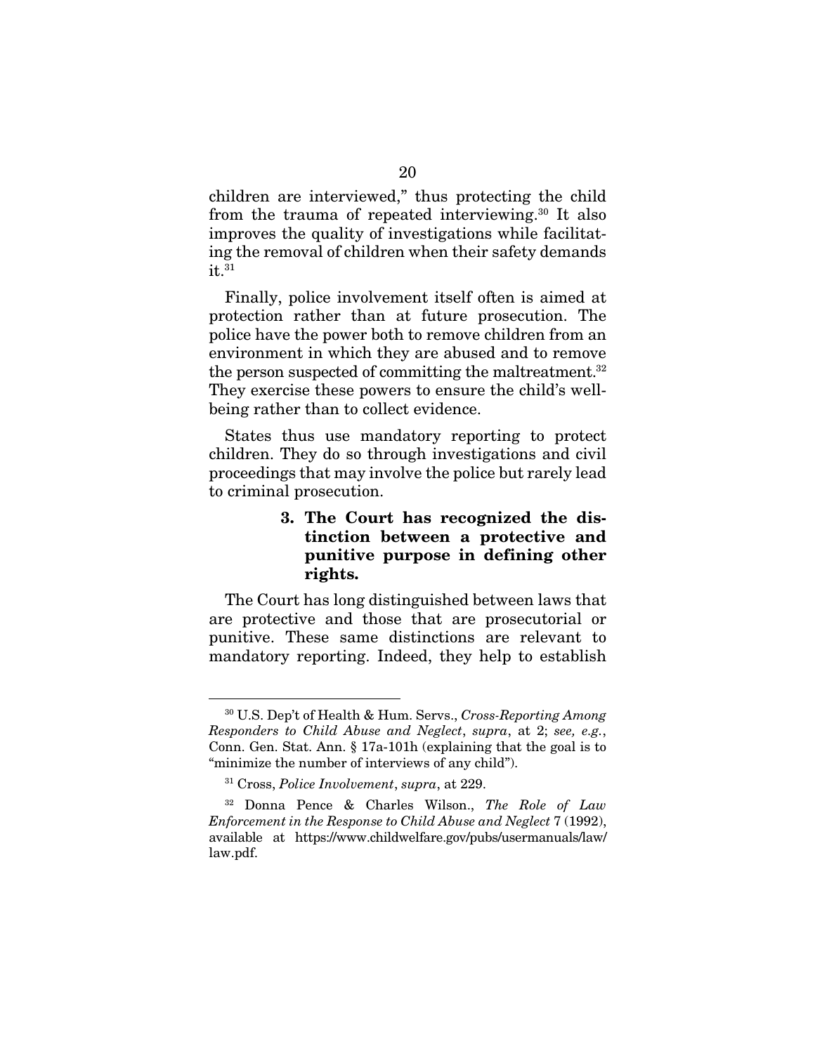children are interviewed," thus protecting the child from the trauma of repeated interviewing.[30] It also improves the quality of investigations while facilitating the removal of children when their safety demands it.[31]

Finally, police involvement itself often is aimed at protection rather than at future prosecution. The police have the power both to remove children from an environment in which they are abused and to remove the person suspected of committing the maltreatment.[32] They exercise these powers to ensure the child's well-being rather than to collect evidence.

States thus use mandatory reporting to protect children. They do so through investigations and civil proceedings that may involve the police but rarely lead to criminal prosecution.

### 3. The Court has recognized the distinction between a protective and punitive purpose in defining other rights.

The Court has long distinguished between laws that are protective and those that are prosecutorial or punitive. These same distinctions are relevant to mandatory reporting. Indeed, they help to establish

---

[30] U.S. Dep't of Health & Hum. Servs., *Cross-Reporting Among Responders to Child Abuse and Neglect*, *supra*, at 2; *see, e.g.*, Conn. Gen. Stat. Ann. § 17a-101h (explaining that the goal is to "minimize the number of interviews of any child").

[31] Cross, *Police Involvement*, *supra*, at 229.

[32] Donna Pence & Charles Wilson., *The Role of Law Enforcement in the Response to Child Abuse and Neglect* 7 (1992), available at https://www.childwelfare.gov/pubs/usermanuals/law/law.pdf.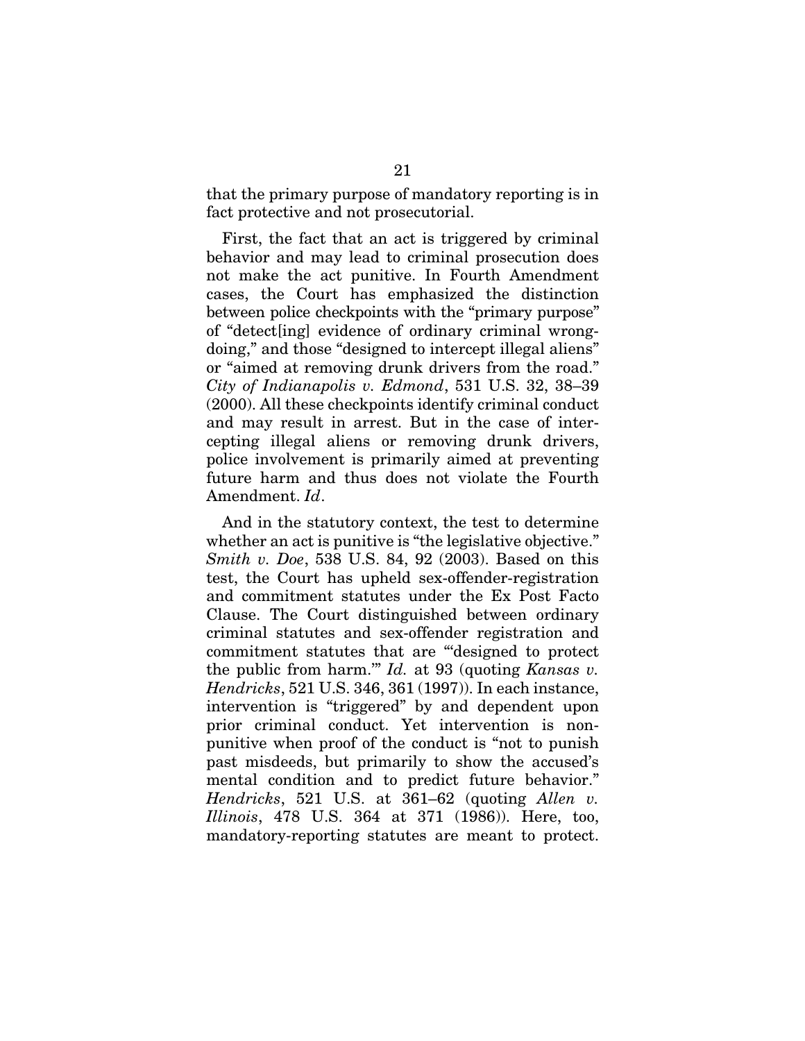that the primary purpose of mandatory reporting is in fact protective and not prosecutorial.

First, the fact that an act is triggered by criminal behavior and may lead to criminal prosecution does not make the act punitive. In Fourth Amendment cases, the Court has emphasized the distinction between police checkpoints with the "primary purpose" of "detect[ing] evidence of ordinary criminal wrongdoing," and those "designed to intercept illegal aliens" or "aimed at removing drunk drivers from the road." *City of Indianapolis v. Edmond*, 531 U.S. 32, 38–39 (2000). All these checkpoints identify criminal conduct and may result in arrest. But in the case of intercepting illegal aliens or removing drunk drivers, police involvement is primarily aimed at preventing future harm and thus does not violate the Fourth Amendment. *Id*.

And in the statutory context, the test to determine whether an act is punitive is "the legislative objective." *Smith v. Doe*, 538 U.S. 84, 92 (2003). Based on this test, the Court has upheld sex-offender-registration and commitment statutes under the Ex Post Facto Clause. The Court distinguished between ordinary criminal statutes and sex-offender registration and commitment statutes that are "'designed to protect the public from harm.'" *Id.* at 93 (quoting *Kansas v. Hendricks*, 521 U.S. 346, 361 (1997)). In each instance, intervention is "triggered" by and dependent upon prior criminal conduct. Yet intervention is non-punitive when proof of the conduct is "not to punish past misdeeds, but primarily to show the accused's mental condition and to predict future behavior." *Hendricks*, 521 U.S. at 361–62 (quoting *Allen v. Illinois*, 478 U.S. 364 at 371 (1986)). Here, too, mandatory-reporting statutes are meant to protect.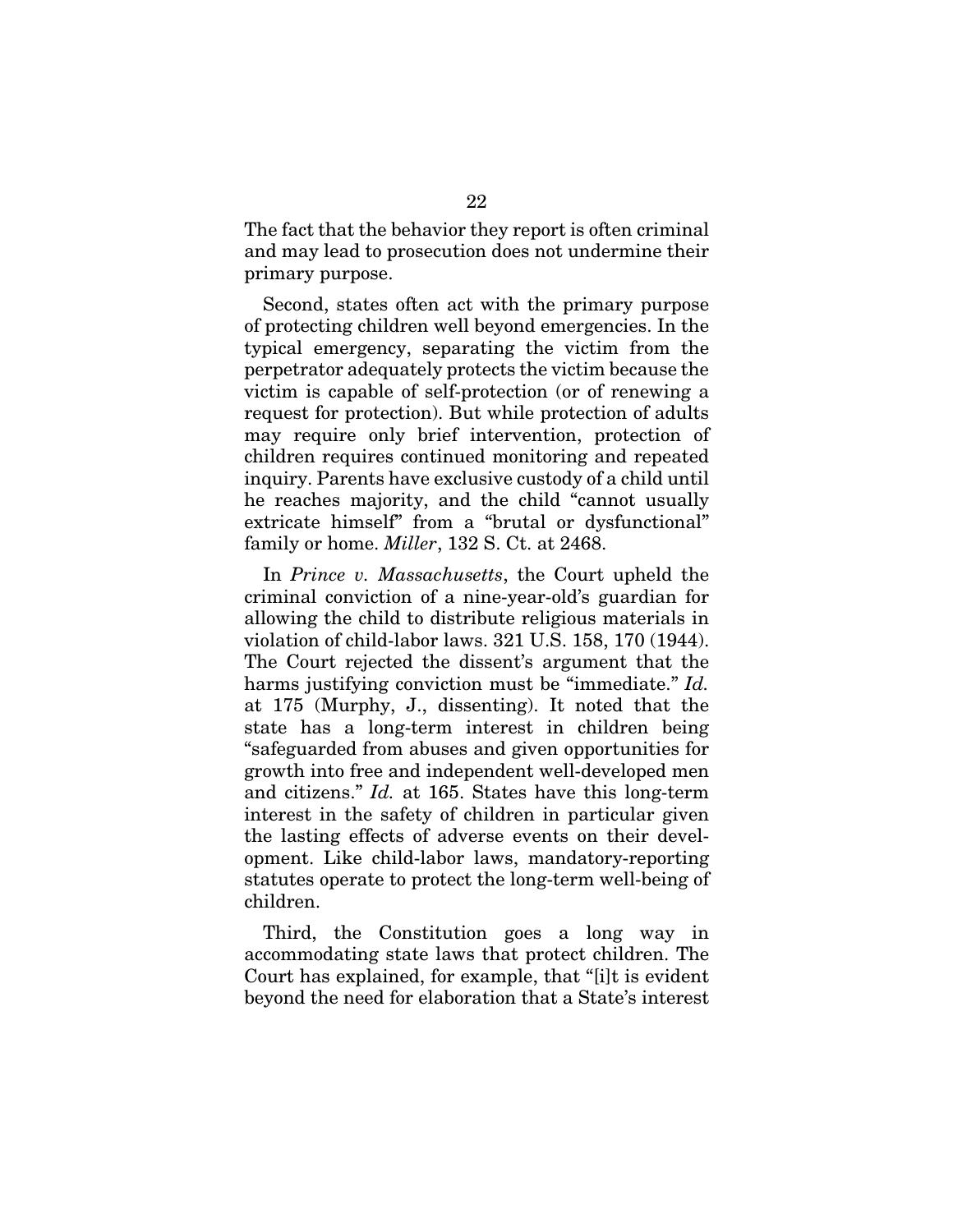The fact that the behavior they report is often criminal and may lead to prosecution does not undermine their primary purpose.

Second, states often act with the primary purpose of protecting children well beyond emergencies. In the typical emergency, separating the victim from the perpetrator adequately protects the victim because the victim is capable of self-protection (or of renewing a request for protection). But while protection of adults may require only brief intervention, protection of children requires continued monitoring and repeated inquiry. Parents have exclusive custody of a child until he reaches majority, and the child "cannot usually extricate himself" from a "brutal or dysfunctional" family or home. *Miller*, 132 S. Ct. at 2468.

In *Prince v. Massachusetts*, the Court upheld the criminal conviction of a nine-year-old's guardian for allowing the child to distribute religious materials in violation of child-labor laws. 321 U.S. 158, 170 (1944). The Court rejected the dissent's argument that the harms justifying conviction must be "immediate." *Id.* at 175 (Murphy, J., dissenting). It noted that the state has a long-term interest in children being "safeguarded from abuses and given opportunities for growth into free and independent well-developed men and citizens." *Id.* at 165. States have this long-term interest in the safety of children in particular given the lasting effects of adverse events on their development. Like child-labor laws, mandatory-reporting statutes operate to protect the long-term well-being of children.

Third, the Constitution goes a long way in accommodating state laws that protect children. The Court has explained, for example, that "[i]t is evident beyond the need for elaboration that a State's interest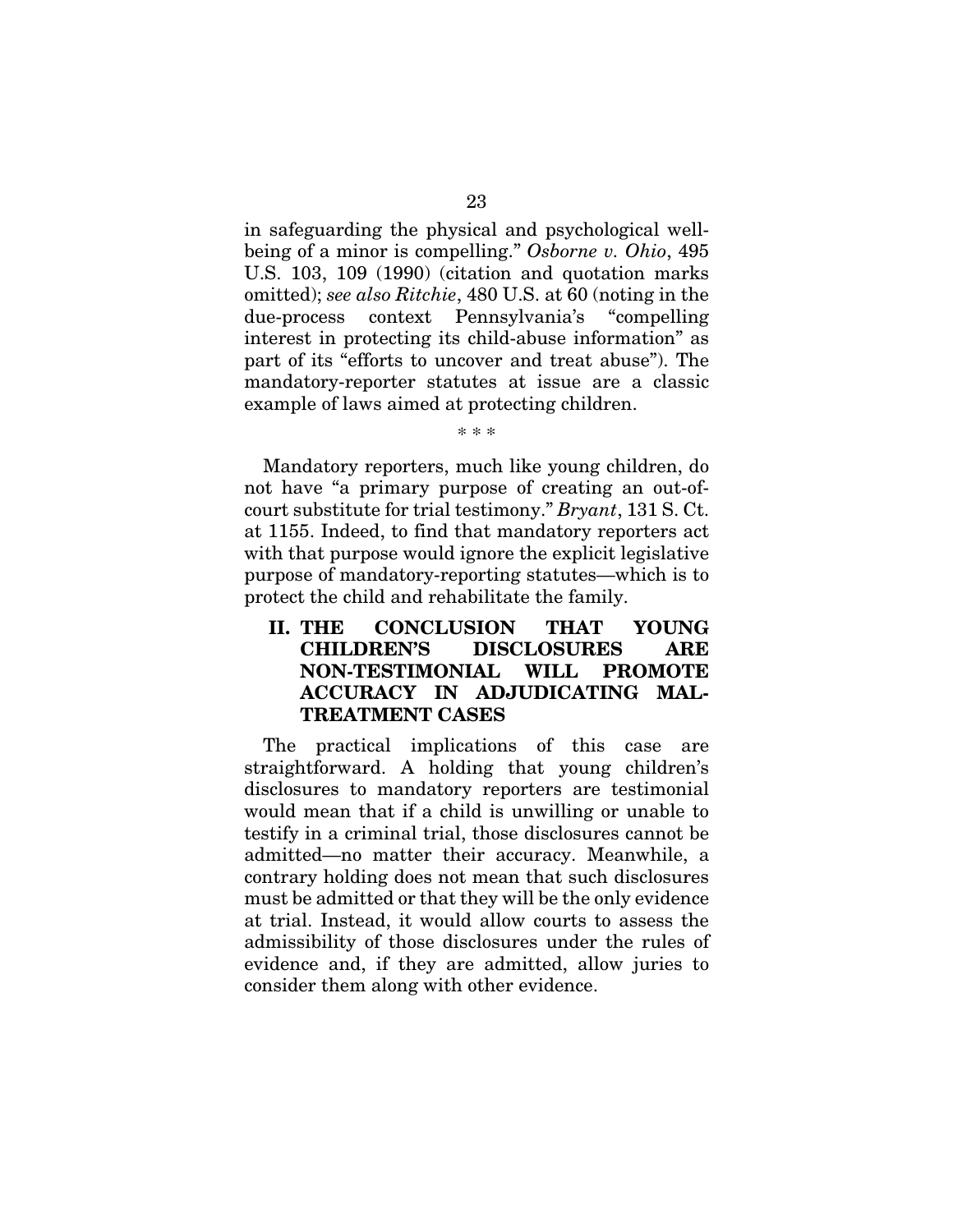in safeguarding the physical and psychological well-being of a minor is compelling." *Osborne v. Ohio*, 495 U.S. 103, 109 (1990) (citation and quotation marks omitted); *see also Ritchie*, 480 U.S. at 60 (noting in the due-process context Pennsylvania's "compelling interest in protecting its child-abuse information" as part of its "efforts to uncover and treat abuse"). The mandatory-reporter statutes at issue are a classic example of laws aimed at protecting children.

\* \* \*

Mandatory reporters, much like young children, do not have "a primary purpose of creating an out-of-court substitute for trial testimony." *Bryant*, 131 S. Ct. at 1155. Indeed, to find that mandatory reporters act with that purpose would ignore the explicit legislative purpose of mandatory-reporting statutes—which is to protect the child and rehabilitate the family.

## II. THE CONCLUSION THAT YOUNG CHILDREN'S DISCLOSURES ARE NON-TESTIMONIAL WILL PROMOTE ACCURACY IN ADJUDICATING MAL-TREATMENT CASES

The practical implications of this case are straightforward. A holding that young children's disclosures to mandatory reporters are testimonial would mean that if a child is unwilling or unable to testify in a criminal trial, those disclosures cannot be admitted—no matter their accuracy. Meanwhile, a contrary holding does not mean that such disclosures must be admitted or that they will be the only evidence at trial. Instead, it would allow courts to assess the admissibility of those disclosures under the rules of evidence and, if they are admitted, allow juries to consider them along with other evidence.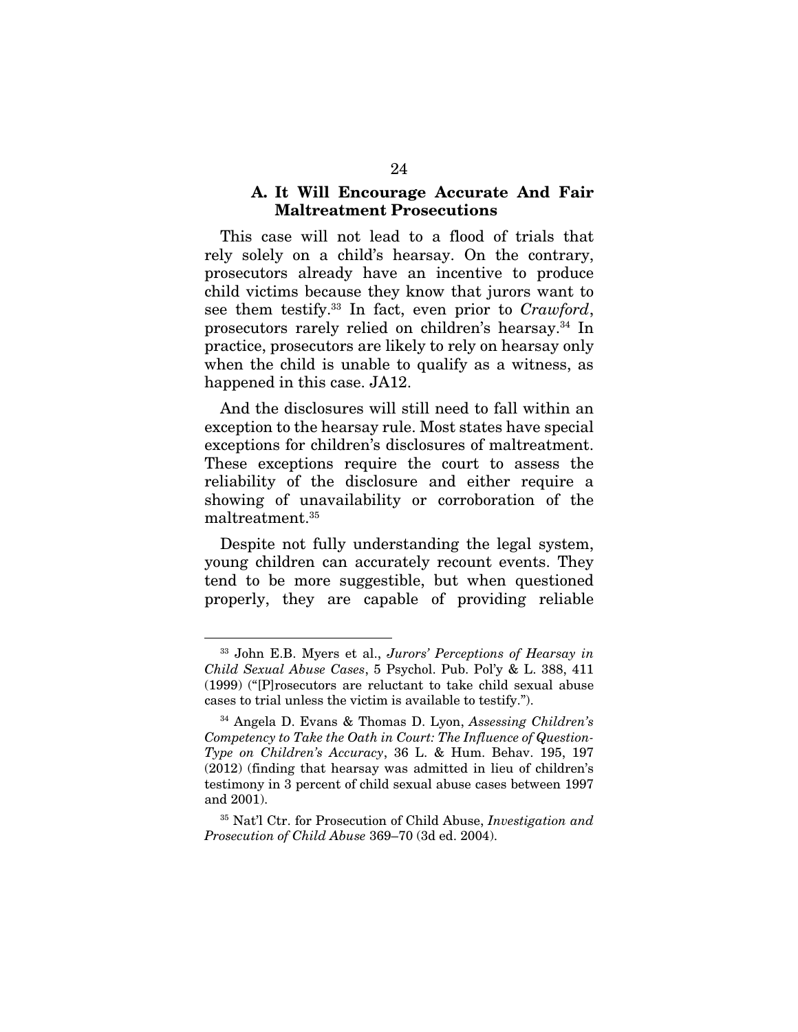### A. It Will Encourage Accurate And Fair Maltreatment Prosecutions

This case will not lead to a flood of trials that rely solely on a child's hearsay. On the contrary, prosecutors already have an incentive to produce child victims because they know that jurors want to see them testify.[33] In fact, even prior to *Crawford*, prosecutors rarely relied on children's hearsay.[34] In practice, prosecutors are likely to rely on hearsay only when the child is unable to qualify as a witness, as happened in this case. JA12.

And the disclosures will still need to fall within an exception to the hearsay rule. Most states have special exceptions for children's disclosures of maltreatment. These exceptions require the court to assess the reliability of the disclosure and either require a showing of unavailability or corroboration of the maltreatment.[35]

Despite not fully understanding the legal system, young children can accurately recount events. They tend to be more suggestible, but when questioned properly, they are capable of providing reliable

---

[33] John E.B. Myers et al., *Jurors' Perceptions of Hearsay in Child Sexual Abuse Cases*, 5 Psychol. Pub. Pol'y & L. 388, 411 (1999) ("[P]rosecutors are reluctant to take child sexual abuse cases to trial unless the victim is available to testify.").

[34] Angela D. Evans & Thomas D. Lyon, *Assessing Children's Competency to Take the Oath in Court: The Influence of Question-Type on Children's Accuracy*, 36 L. & Hum. Behav. 195, 197 (2012) (finding that hearsay was admitted in lieu of children's testimony in 3 percent of child sexual abuse cases between 1997 and 2001).

[35] Nat'l Ctr. for Prosecution of Child Abuse, *Investigation and Prosecution of Child Abuse* 369–70 (3d ed. 2004).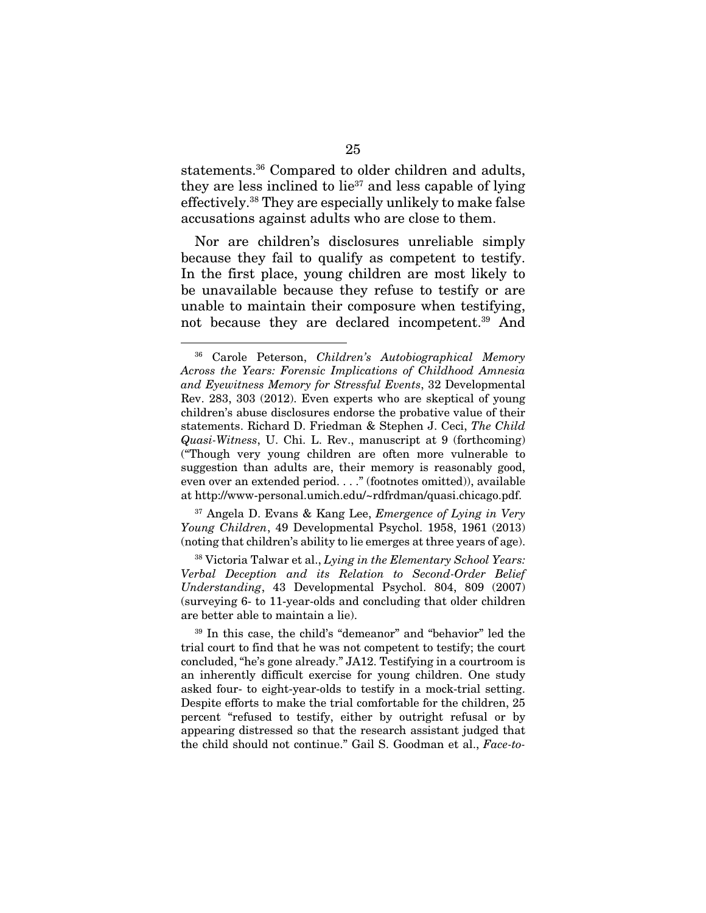statements.[36] Compared to older children and adults, they are less inclined to lie[37] and less capable of lying effectively.[38] They are especially unlikely to make false accusations against adults who are close to them.

Nor are children's disclosures unreliable simply because they fail to qualify as competent to testify. In the first place, young children are most likely to be unavailable because they refuse to testify or are unable to maintain their composure when testifying, not because they are declared incompetent.[39] And

---

[36] Carole Peterson, *Children's Autobiographical Memory Across the Years: Forensic Implications of Childhood Amnesia and Eyewitness Memory for Stressful Events*, 32 Developmental Rev. 283, 303 (2012). Even experts who are skeptical of young children's abuse disclosures endorse the probative value of their statements. Richard D. Friedman & Stephen J. Ceci, *The Child Quasi-Witness*, U. Chi. L. Rev., manuscript at 9 (forthcoming) ("Though very young children are often more vulnerable to suggestion than adults are, their memory is reasonably good, even over an extended period. . . ." (footnotes omitted)), available at http://www-personal.umich.edu/~rdfrdman/quasi.chicago.pdf.

[37] Angela D. Evans & Kang Lee, *Emergence of Lying in Very Young Children*, 49 Developmental Psychol. 1958, 1961 (2013) (noting that children's ability to lie emerges at three years of age).

[38] Victoria Talwar et al., *Lying in the Elementary School Years: Verbal Deception and its Relation to Second-Order Belief Understanding*, 43 Developmental Psychol. 804, 809 (2007) (surveying 6- to 11-year-olds and concluding that older children are better able to maintain a lie).

[39] In this case, the child's "demeanor" and "behavior" led the trial court to find that he was not competent to testify; the court concluded, "he's gone already." JA12. Testifying in a courtroom is an inherently difficult exercise for young children. One study asked four- to eight-year-olds to testify in a mock-trial setting. Despite efforts to make the trial comfortable for the children, 25 percent "refused to testify, either by outright refusal or by appearing distressed so that the research assistant judged that the child should not continue." Gail S. Goodman et al., *Face-to-*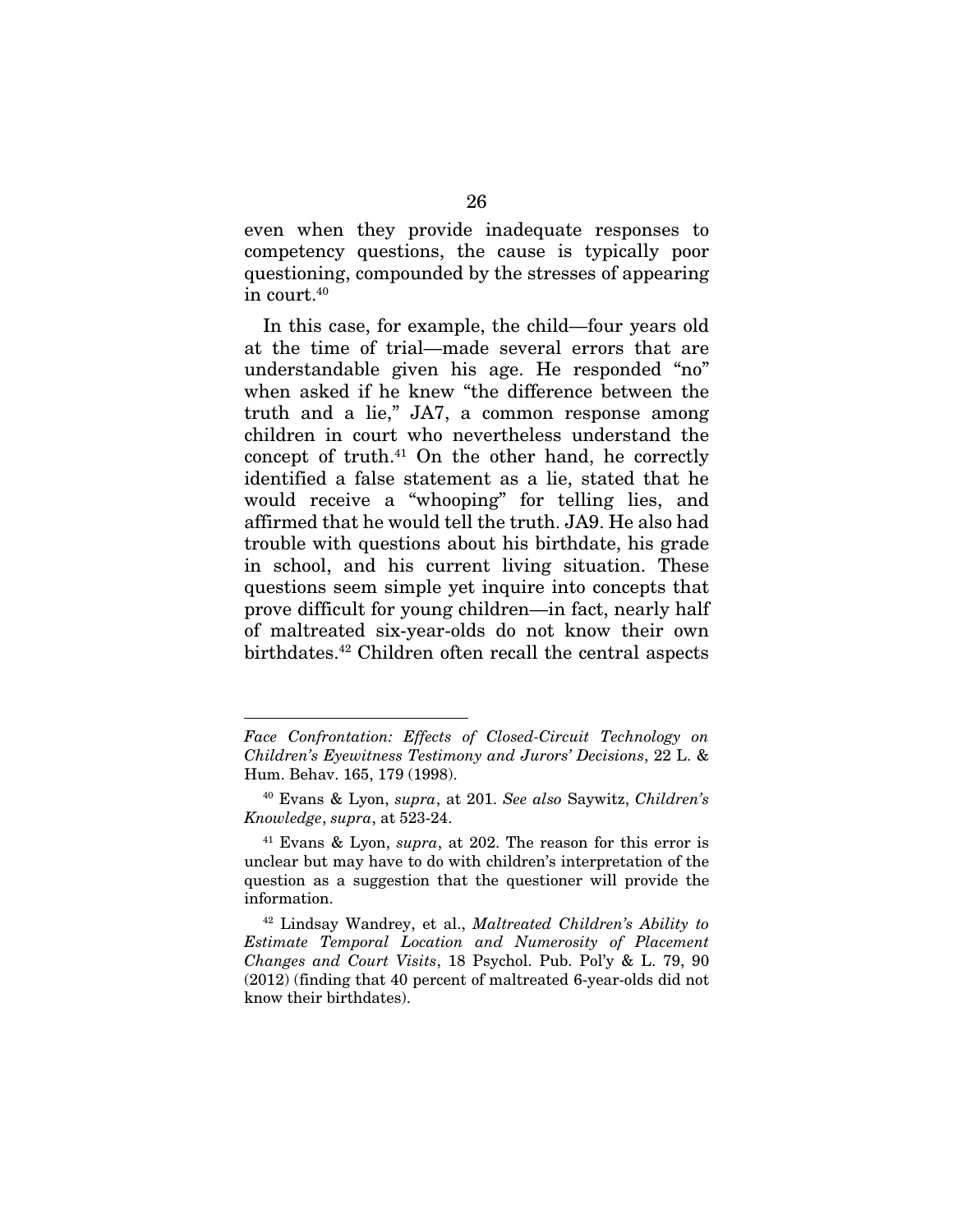even when they provide inadequate responses to competency questions, the cause is typically poor questioning, compounded by the stresses of appearing in court.[40]

In this case, for example, the child—four years old at the time of trial—made several errors that are understandable given his age. He responded "no" when asked if he knew "the difference between the truth and a lie," JA7, a common response among children in court who nevertheless understand the concept of truth.[41] On the other hand, he correctly identified a false statement as a lie, stated that he would receive a "whooping" for telling lies, and affirmed that he would tell the truth. JA9. He also had trouble with questions about his birthdate, his grade in school, and his current living situation. These questions seem simple yet inquire into concepts that prove difficult for young children—in fact, nearly half of maltreated six-year-olds do not know their own birthdates.[42] Children often recall the central aspects

---

*Face Confrontation: Effects of Closed-Circuit Technology on Children's Eyewitness Testimony and Jurors' Decisions*, 22 L. & Hum. Behav. 165, 179 (1998).

[40] Evans & Lyon, *supra*, at 201. *See also* Saywitz, *Children's Knowledge*, *supra*, at 523-24.

[41] Evans & Lyon, *supra*, at 202. The reason for this error is unclear but may have to do with children's interpretation of the question as a suggestion that the questioner will provide the information.

[42] Lindsay Wandrey, et al., *Maltreated Children's Ability to Estimate Temporal Location and Numerosity of Placement Changes and Court Visits*, 18 Psychol. Pub. Pol'y & L. 79, 90 (2012) (finding that 40 percent of maltreated 6-year-olds did not know their birthdates).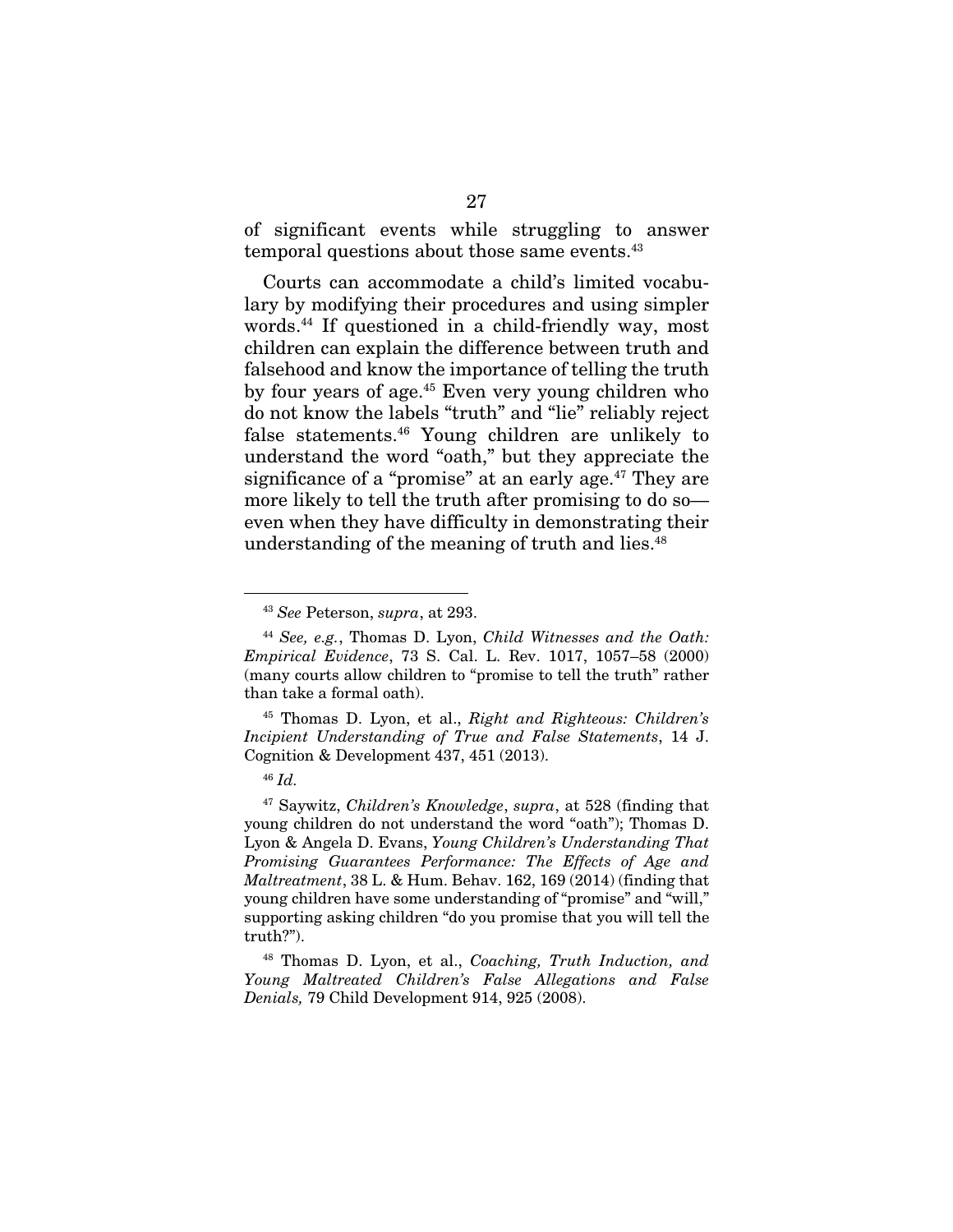of significant events while struggling to answer temporal questions about those same events.[43]

Courts can accommodate a child's limited vocabulary by modifying their procedures and using simpler words.[44] If questioned in a child-friendly way, most children can explain the difference between truth and falsehood and know the importance of telling the truth by four years of age.[45] Even very young children who do not know the labels "truth" and "lie" reliably reject false statements.[46] Young children are unlikely to understand the word "oath," but they appreciate the significance of a "promise" at an early age.[47] They are more likely to tell the truth after promising to do so—even when they have difficulty in demonstrating their understanding of the meaning of truth and lies.[48]

---

[43] *See* Peterson, *supra*, at 293.

[44] *See, e.g.*, Thomas D. Lyon, *Child Witnesses and the Oath: Empirical Evidence*, 73 S. Cal. L. Rev. 1017, 1057–58 (2000) (many courts allow children to "promise to tell the truth" rather than take a formal oath).

[45] Thomas D. Lyon, et al., *Right and Righteous: Children's Incipient Understanding of True and False Statements*, 14 J. Cognition & Development 437, 451 (2013).

[46] *Id.*

[47] Saywitz, *Children's Knowledge*, *supra*, at 528 (finding that young children do not understand the word "oath"); Thomas D. Lyon & Angela D. Evans, *Young Children's Understanding That Promising Guarantees Performance: The Effects of Age and Maltreatment*, 38 L. & Hum. Behav. 162, 169 (2014) (finding that young children have some understanding of "promise" and "will," supporting asking children "do you promise that you will tell the truth?").

[48] Thomas D. Lyon, et al., *Coaching, Truth Induction, and Young Maltreated Children's False Allegations and False Denials,* 79 Child Development 914, 925 (2008).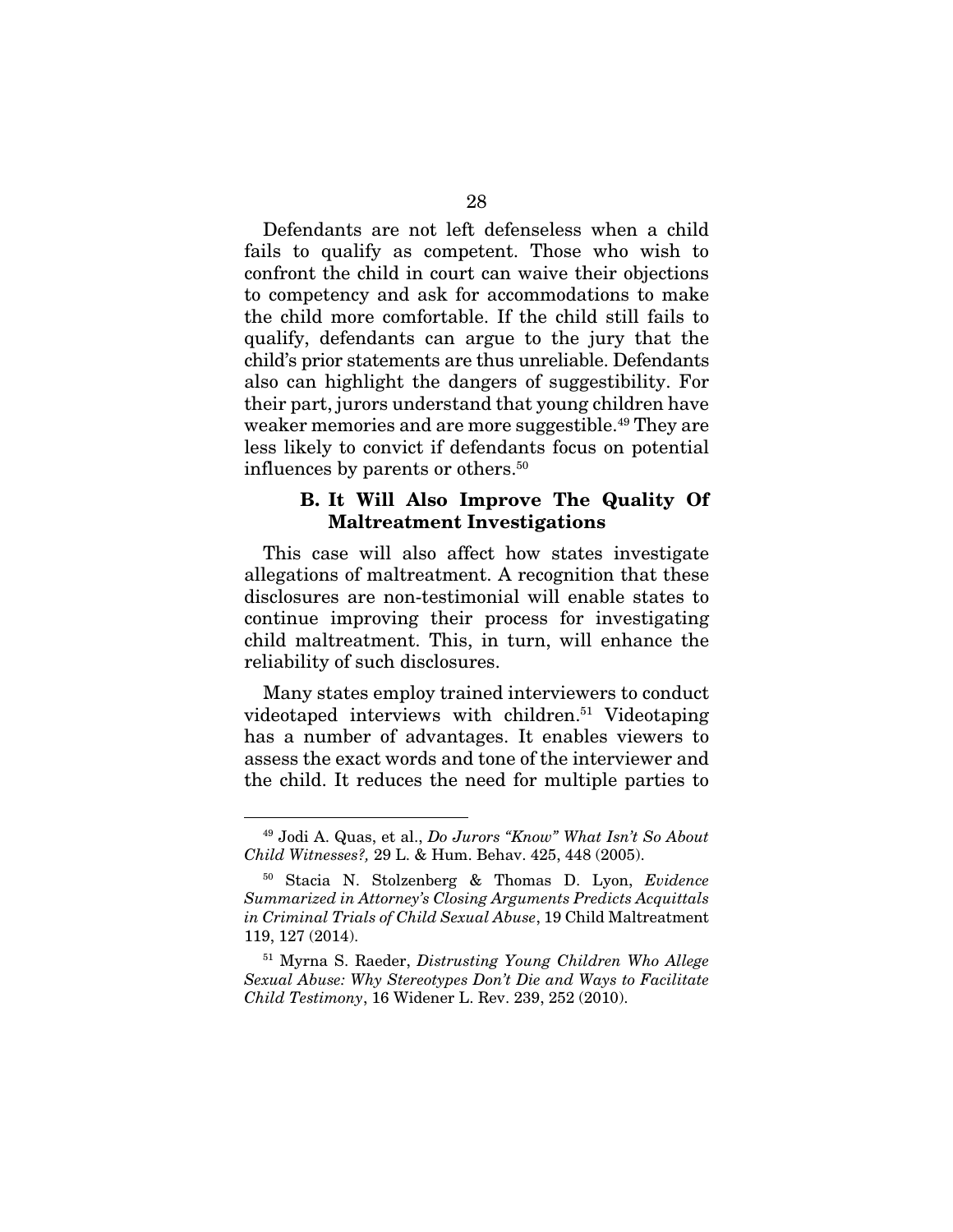Defendants are not left defenseless when a child fails to qualify as competent. Those who wish to confront the child in court can waive their objections to competency and ask for accommodations to make the child more comfortable. If the child still fails to qualify, defendants can argue to the jury that the child's prior statements are thus unreliable. Defendants also can highlight the dangers of suggestibility. For their part, jurors understand that young children have weaker memories and are more suggestible.[49] They are less likely to convict if defendants focus on potential influences by parents or others.[50]

### B. It Will Also Improve The Quality Of Maltreatment Investigations

This case will also affect how states investigate allegations of maltreatment. A recognition that these disclosures are non-testimonial will enable states to continue improving their process for investigating child maltreatment. This, in turn, will enhance the reliability of such disclosures.

Many states employ trained interviewers to conduct videotaped interviews with children.[51] Videotaping has a number of advantages. It enables viewers to assess the exact words and tone of the interviewer and the child. It reduces the need for multiple parties to

---

[49] Jodi A. Quas, et al., *Do Jurors "Know" What Isn't So About Child Witnesses?,* 29 L. & Hum. Behav. 425, 448 (2005).

[50] Stacia N. Stolzenberg & Thomas D. Lyon, *Evidence Summarized in Attorney's Closing Arguments Predicts Acquittals in Criminal Trials of Child Sexual Abuse*, 19 Child Maltreatment 119, 127 (2014).

[51] Myrna S. Raeder, *Distrusting Young Children Who Allege Sexual Abuse: Why Stereotypes Don't Die and Ways to Facilitate Child Testimony*, 16 Widener L. Rev. 239, 252 (2010).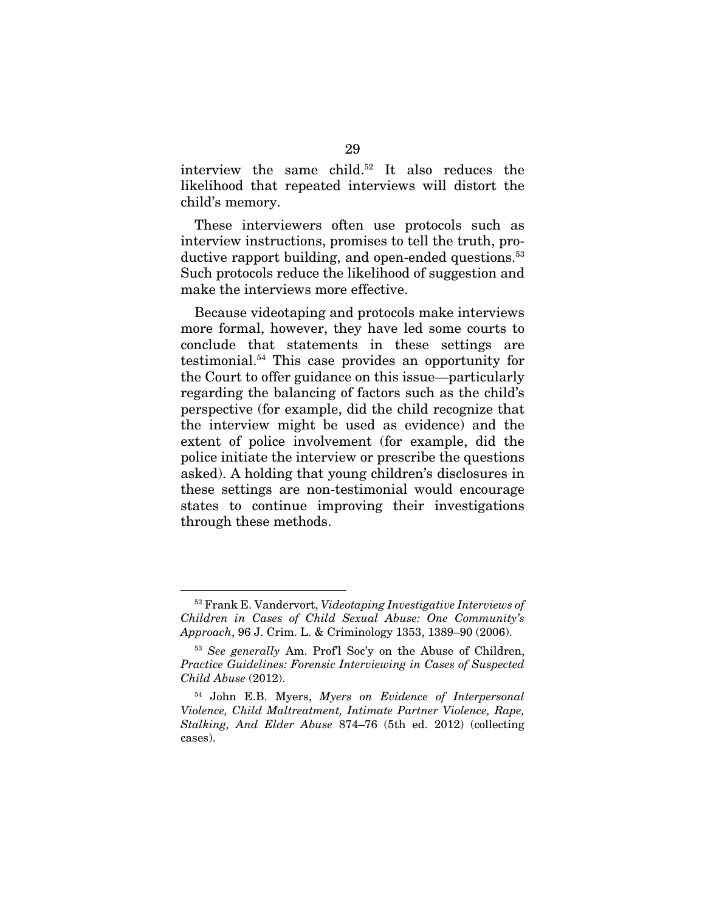interview the same child.[52] It also reduces the likelihood that repeated interviews will distort the child's memory.

These interviewers often use protocols such as interview instructions, promises to tell the truth, productive rapport building, and open-ended questions.[53] Such protocols reduce the likelihood of suggestion and make the interviews more effective.

Because videotaping and protocols make interviews more formal, however, they have led some courts to conclude that statements in these settings are testimonial.[54] This case provides an opportunity for the Court to offer guidance on this issue—particularly regarding the balancing of factors such as the child's perspective (for example, did the child recognize that the interview might be used as evidence) and the extent of police involvement (for example, did the police initiate the interview or prescribe the questions asked). A holding that young children's disclosures in these settings are non-testimonial would encourage states to continue improving their investigations through these methods.

---

[52] Frank E. Vandervort, *Videotaping Investigative Interviews of Children in Cases of Child Sexual Abuse: One Community's Approach*, 96 J. Crim. L. & Criminology 1353, 1389–90 (2006).

[53] *See generally* Am. Prof'l Soc'y on the Abuse of Children, *Practice Guidelines: Forensic Interviewing in Cases of Suspected Child Abuse* (2012).

[54] John E.B. Myers, *Myers on Evidence of Interpersonal Violence, Child Maltreatment, Intimate Partner Violence, Rape, Stalking, And Elder Abuse* 874–76 (5th ed. 2012) (collecting cases).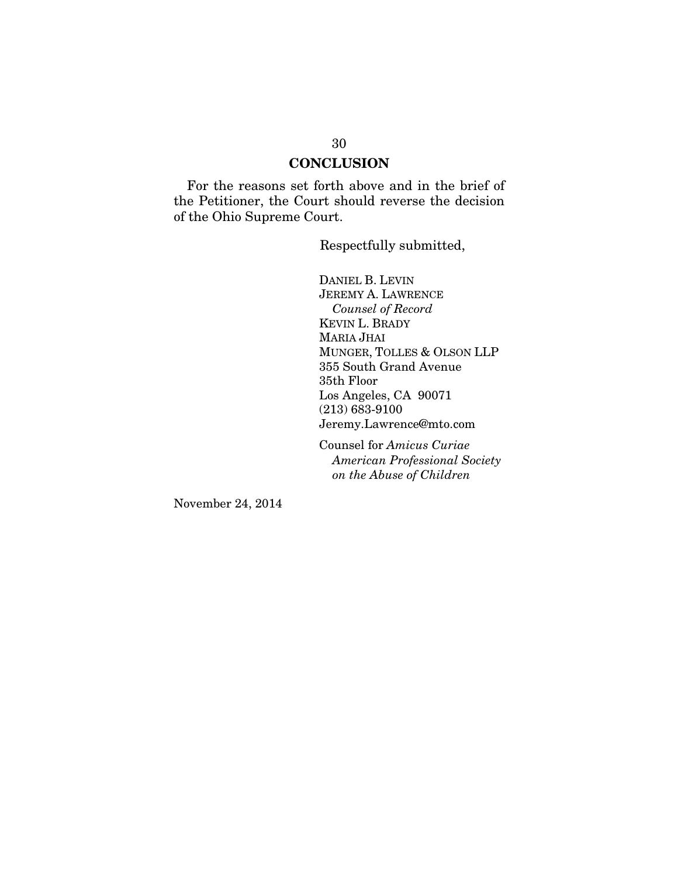## CONCLUSION

For the reasons set forth above and in the brief of the Petitioner, the Court should reverse the decision of the Ohio Supreme Court.

Respectfully submitted,

DANIEL B. LEVIN
JEREMY A. LAWRENCE
*Counsel of Record*
KEVIN L. BRADY
MARIA JHAI
MUNGER, TOLLES & OLSON LLP
355 South Grand Avenue
35th Floor
Los Angeles, CA 90071
(213) 683-9100
Jeremy.Lawrence@mto.com

Counsel for *Amicus Curiae American Professional Society on the Abuse of Children*

November 24, 2014